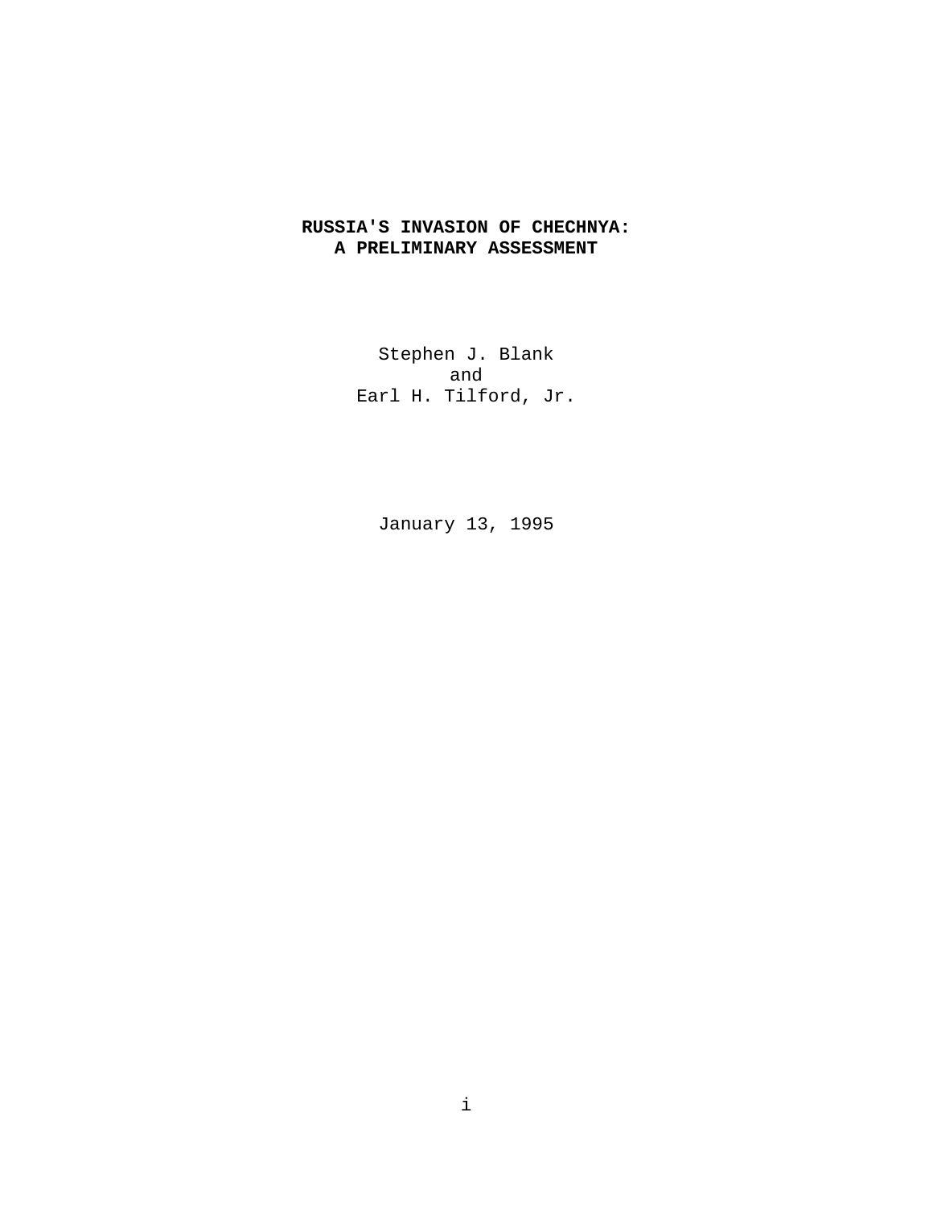# RUSSIA'S INVASION OF CHECHNYA: A PRELIMINARY ASSESSMENT

Stephen J. Blank
and
Earl H. Tilford, Jr.

January 13, 1995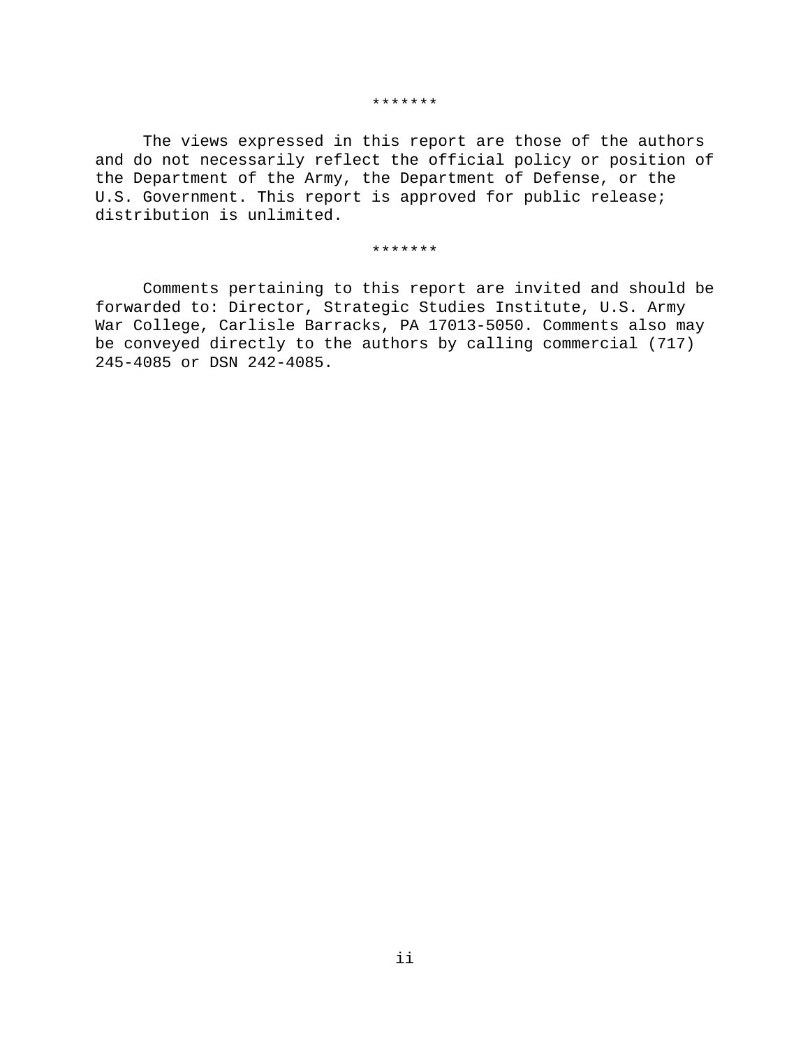*******

The views expressed in this report are those of the authors and do not necessarily reflect the official policy or position of the Department of the Army, the Department of Defense, or the U.S. Government. This report is approved for public release; distribution is unlimited.

*******

Comments pertaining to this report are invited and should be forwarded to: Director, Strategic Studies Institute, U.S. Army War College, Carlisle Barracks, PA 17013-5050. Comments also may be conveyed directly to the authors by calling commercial (717) 245-4085 or DSN 242-4085.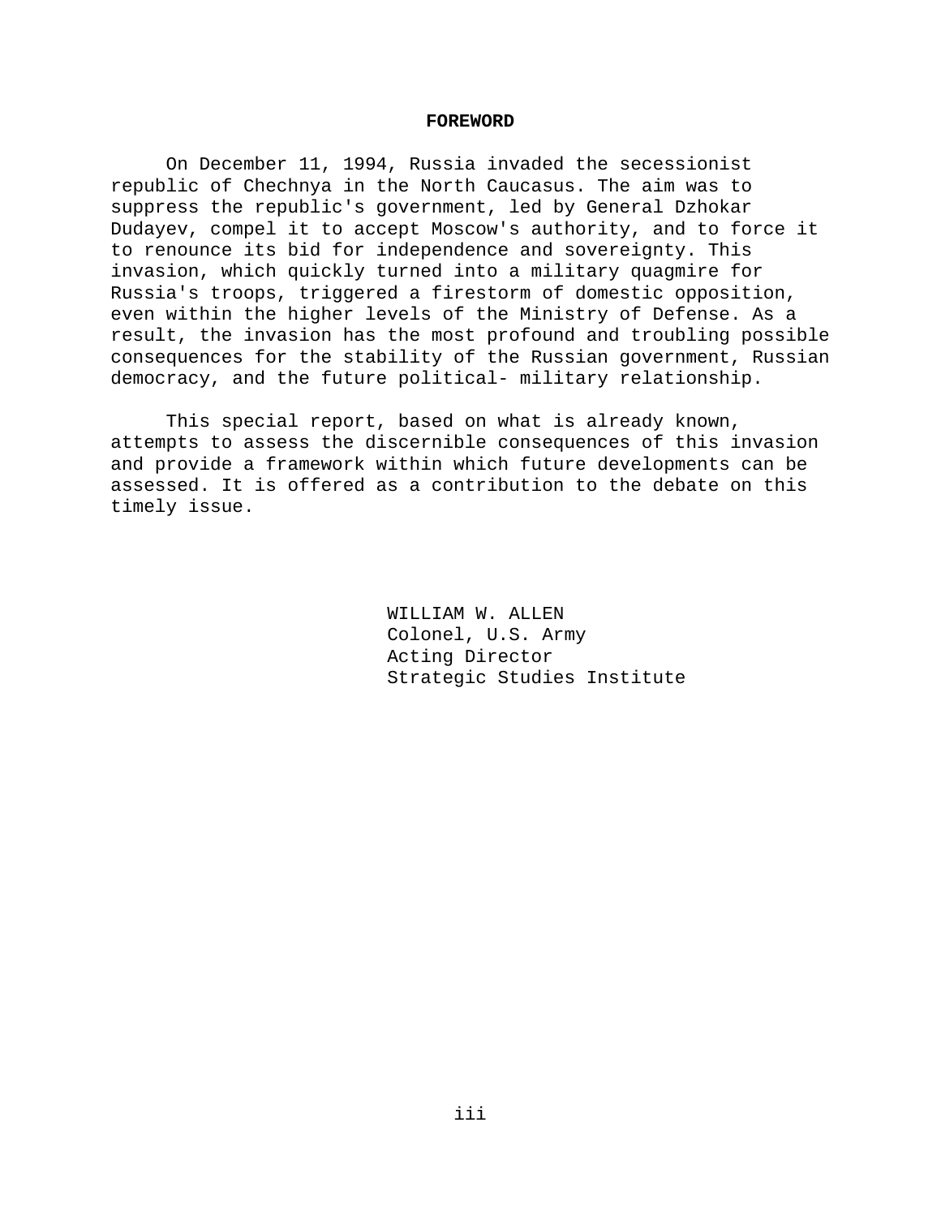## FOREWORD

On December 11, 1994, Russia invaded the secessionist republic of Chechnya in the North Caucasus. The aim was to suppress the republic's government, led by General Dzhokar Dudayev, compel it to accept Moscow's authority, and to force it to renounce its bid for independence and sovereignty. This invasion, which quickly turned into a military quagmire for Russia's troops, triggered a firestorm of domestic opposition, even within the higher levels of the Ministry of Defense. As a result, the invasion has the most profound and troubling possible consequences for the stability of the Russian government, Russian democracy, and the future political- military relationship.

This special report, based on what is already known, attempts to assess the discernible consequences of this invasion and provide a framework within which future developments can be assessed. It is offered as a contribution to the debate on this timely issue.

WILLIAM W. ALLEN  
Colonel, U.S. Army  
Acting Director  
Strategic Studies Institute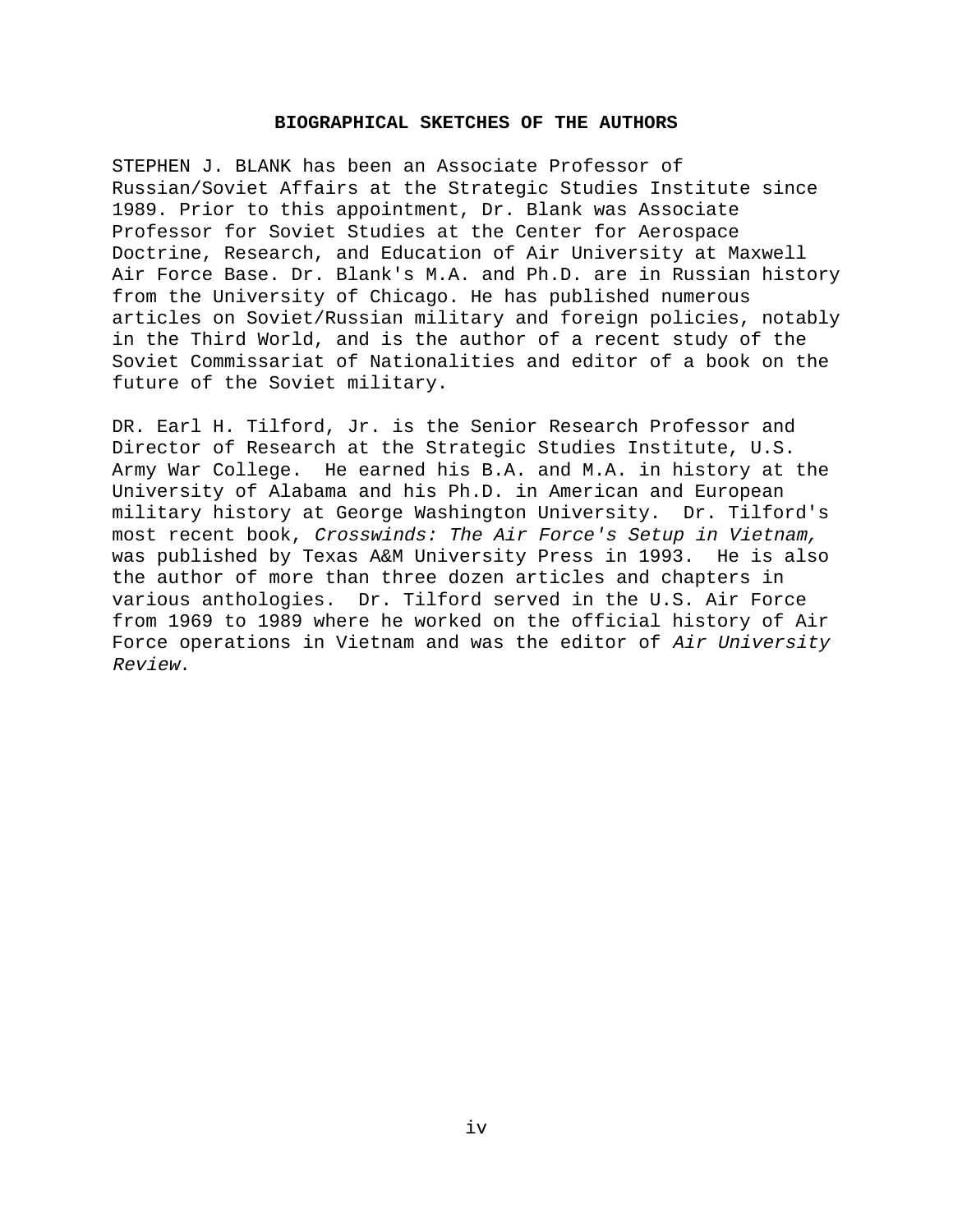## BIOGRAPHICAL SKETCHES OF THE AUTHORS

STEPHEN J. BLANK has been an Associate Professor of Russian/Soviet Affairs at the Strategic Studies Institute since 1989. Prior to this appointment, Dr. Blank was Associate Professor for Soviet Studies at the Center for Aerospace Doctrine, Research, and Education of Air University at Maxwell Air Force Base. Dr. Blank's M.A. and Ph.D. are in Russian history from the University of Chicago. He has published numerous articles on Soviet/Russian military and foreign policies, notably in the Third World, and is the author of a recent study of the Soviet Commissariat of Nationalities and editor of a book on the future of the Soviet military.

DR. Earl H. Tilford, Jr. is the Senior Research Professor and Director of Research at the Strategic Studies Institute, U.S. Army War College. He earned his B.A. and M.A. in history at the University of Alabama and his Ph.D. in American and European military history at George Washington University. Dr. Tilford's most recent book, *Crosswinds: The Air Force's Setup in Vietnam,* was published by Texas A&M University Press in 1993. He is also the author of more than three dozen articles and chapters in various anthologies. Dr. Tilford served in the U.S. Air Force from 1969 to 1989 where he worked on the official history of Air Force operations in Vietnam and was the editor of *Air University Review*.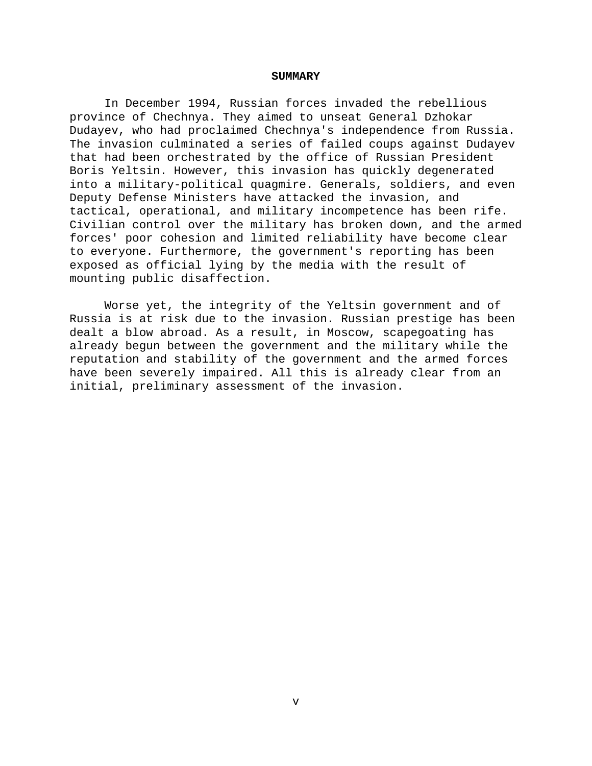## SUMMARY

In December 1994, Russian forces invaded the rebellious province of Chechnya. They aimed to unseat General Dzhokar Dudayev, who had proclaimed Chechnya's independence from Russia. The invasion culminated a series of failed coups against Dudayev that had been orchestrated by the office of Russian President Boris Yeltsin. However, this invasion has quickly degenerated into a military-political quagmire. Generals, soldiers, and even Deputy Defense Ministers have attacked the invasion, and tactical, operational, and military incompetence has been rife. Civilian control over the military has broken down, and the armed forces' poor cohesion and limited reliability have become clear to everyone. Furthermore, the government's reporting has been exposed as official lying by the media with the result of mounting public disaffection.

Worse yet, the integrity of the Yeltsin government and of Russia is at risk due to the invasion. Russian prestige has been dealt a blow abroad. As a result, in Moscow, scapegoating has already begun between the government and the military while the reputation and stability of the government and the armed forces have been severely impaired. All this is already clear from an initial, preliminary assessment of the invasion.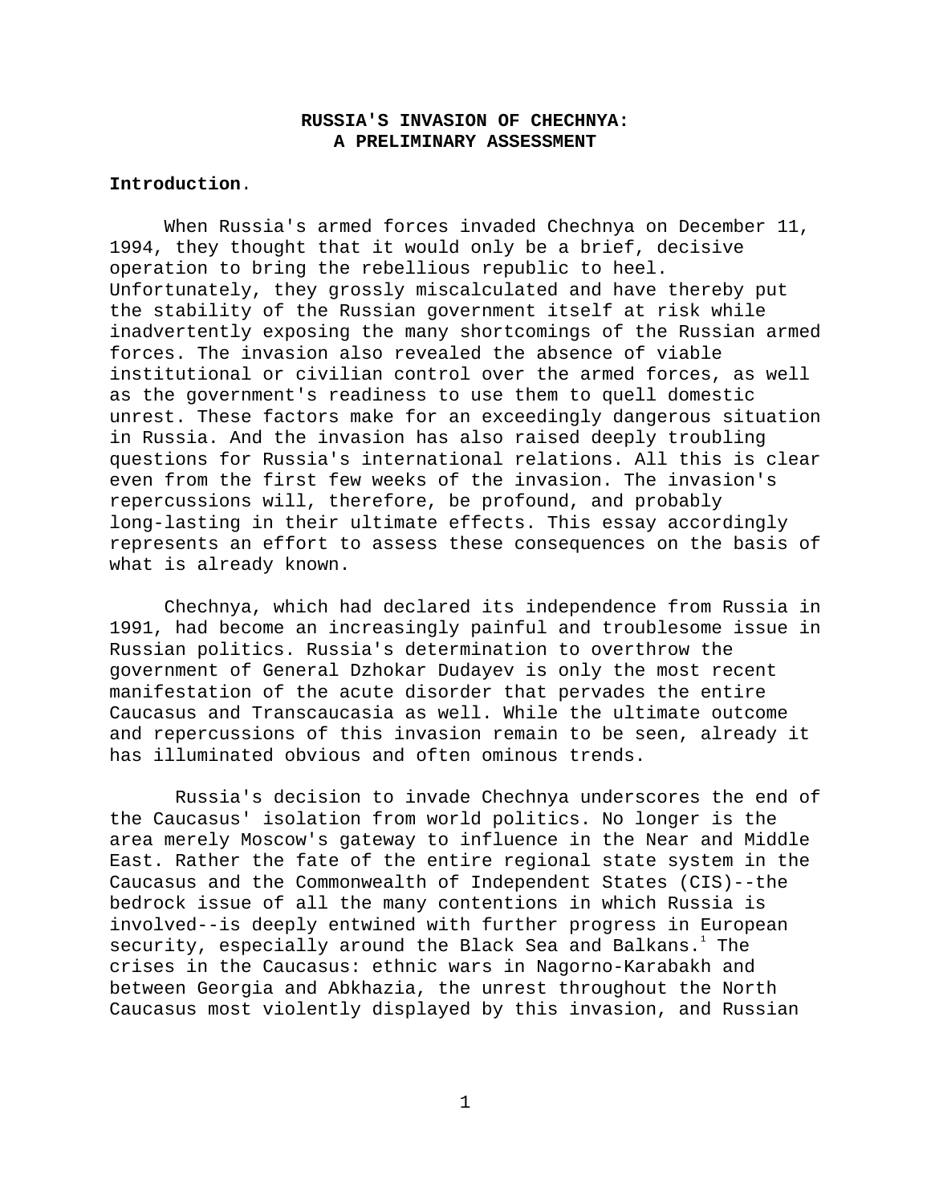# RUSSIA'S INVASION OF CHECHNYA: A PRELIMINARY ASSESSMENT

**Introduction**.

When Russia's armed forces invaded Chechnya on December 11, 1994, they thought that it would only be a brief, decisive operation to bring the rebellious republic to heel. Unfortunately, they grossly miscalculated and have thereby put the stability of the Russian government itself at risk while inadvertently exposing the many shortcomings of the Russian armed forces. The invasion also revealed the absence of viable institutional or civilian control over the armed forces, as well as the government's readiness to use them to quell domestic unrest. These factors make for an exceedingly dangerous situation in Russia. And the invasion has also raised deeply troubling questions for Russia's international relations. All this is clear even from the first few weeks of the invasion. The invasion's repercussions will, therefore, be profound, and probably long-lasting in their ultimate effects. This essay accordingly represents an effort to assess these consequences on the basis of what is already known.

Chechnya, which had declared its independence from Russia in 1991, had become an increasingly painful and troublesome issue in Russian politics. Russia's determination to overthrow the government of General Dzhokar Dudayev is only the most recent manifestation of the acute disorder that pervades the entire Caucasus and Transcaucasia as well. While the ultimate outcome and repercussions of this invasion remain to be seen, already it has illuminated obvious and often ominous trends.

Russia's decision to invade Chechnya underscores the end of the Caucasus' isolation from world politics. No longer is the area merely Moscow's gateway to influence in the Near and Middle East. Rather the fate of the entire regional state system in the Caucasus and the Commonwealth of Independent States (CIS)--the bedrock issue of all the many contentions in which Russia is involved--is deeply entwined with further progress in European security, especially around the Black Sea and Balkans.[1] The crises in the Caucasus: ethnic wars in Nagorno-Karabakh and between Georgia and Abkhazia, the unrest throughout the North Caucasus most violently displayed by this invasion, and Russian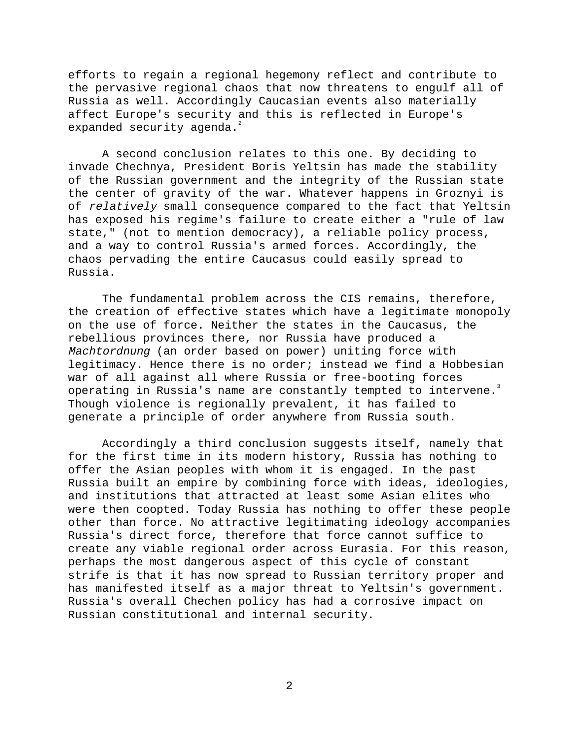efforts to regain a regional hegemony reflect and contribute to the pervasive regional chaos that now threatens to engulf all of Russia as well. Accordingly Caucasian events also materially affect Europe's security and this is reflected in Europe's expanded security agenda.[2]

A second conclusion relates to this one. By deciding to invade Chechnya, President Boris Yeltsin has made the stability of the Russian government and the integrity of the Russian state the center of gravity of the war. Whatever happens in Groznyi is of *relatively* small consequence compared to the fact that Yeltsin has exposed his regime's failure to create either a "rule of law state," (not to mention democracy), a reliable policy process, and a way to control Russia's armed forces. Accordingly, the chaos pervading the entire Caucasus could easily spread to Russia.

The fundamental problem across the CIS remains, therefore, the creation of effective states which have a legitimate monopoly on the use of force. Neither the states in the Caucasus, the rebellious provinces there, nor Russia have produced a *Machtordnung* (an order based on power) uniting force with legitimacy. Hence there is no order; instead we find a Hobbesian war of all against all where Russia or free-booting forces operating in Russia's name are constantly tempted to intervene.[3] Though violence is regionally prevalent, it has failed to generate a principle of order anywhere from Russia south.

Accordingly a third conclusion suggests itself, namely that for the first time in its modern history, Russia has nothing to offer the Asian peoples with whom it is engaged. In the past Russia built an empire by combining force with ideas, ideologies, and institutions that attracted at least some Asian elites who were then coopted. Today Russia has nothing to offer these people other than force. No attractive legitimating ideology accompanies Russia's direct force, therefore that force cannot suffice to create any viable regional order across Eurasia. For this reason, perhaps the most dangerous aspect of this cycle of constant strife is that it has now spread to Russian territory proper and has manifested itself as a major threat to Yeltsin's government. Russia's overall Chechen policy has had a corrosive impact on Russian constitutional and internal security.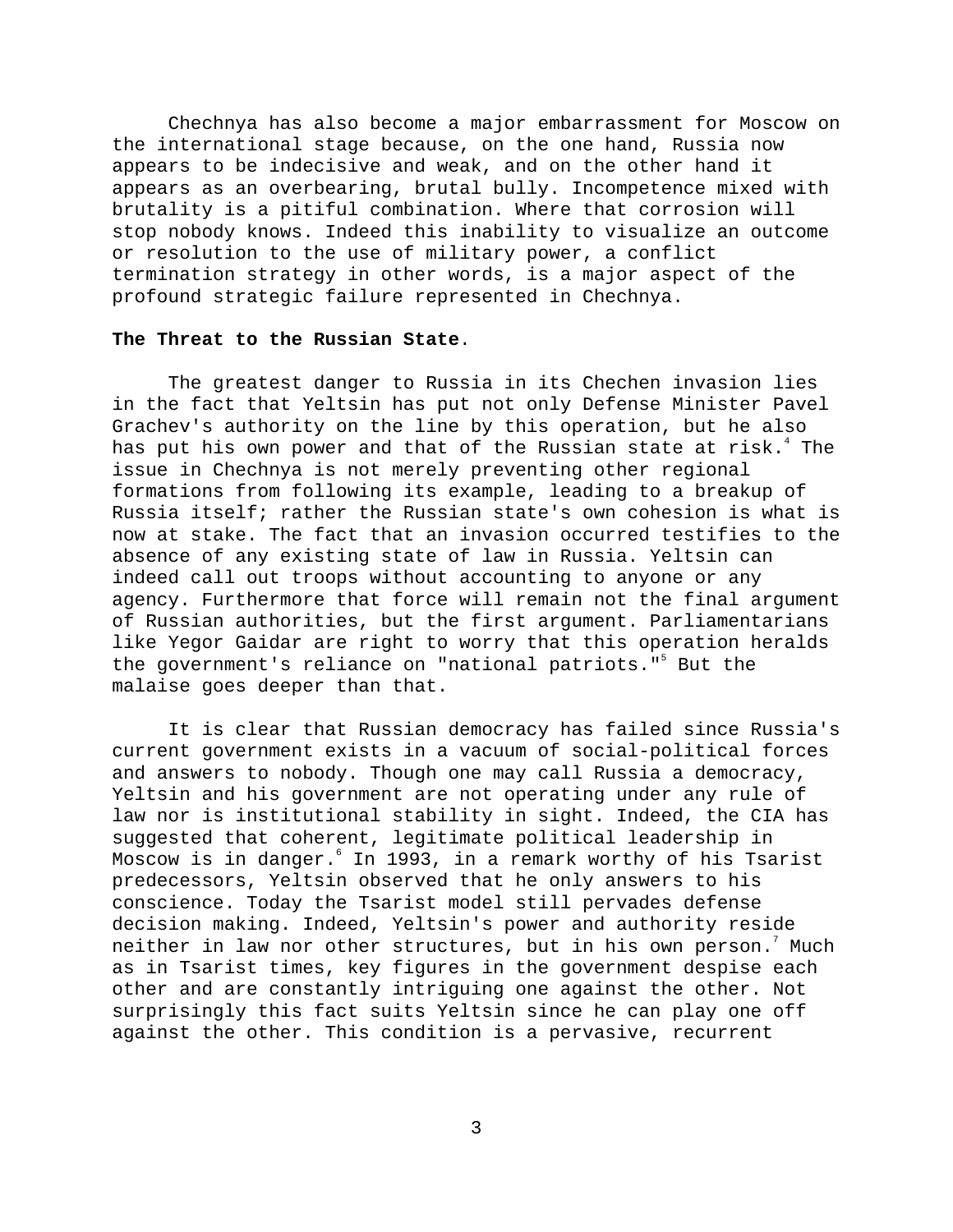Chechnya has also become a major embarrassment for Moscow on the international stage because, on the one hand, Russia now appears to be indecisive and weak, and on the other hand it appears as an overbearing, brutal bully. Incompetence mixed with brutality is a pitiful combination. Where that corrosion will stop nobody knows. Indeed this inability to visualize an outcome or resolution to the use of military power, a conflict termination strategy in other words, is a major aspect of the profound strategic failure represented in Chechnya.

**The Threat to the Russian State**.

The greatest danger to Russia in its Chechen invasion lies in the fact that Yeltsin has put not only Defense Minister Pavel Grachev's authority on the line by this operation, but he also has put his own power and that of the Russian state at risk.[4] The issue in Chechnya is not merely preventing other regional formations from following its example, leading to a breakup of Russia itself; rather the Russian state's own cohesion is what is now at stake. The fact that an invasion occurred testifies to the absence of any existing state of law in Russia. Yeltsin can indeed call out troops without accounting to anyone or any agency. Furthermore that force will remain not the final argument of Russian authorities, but the first argument. Parliamentarians like Yegor Gaidar are right to worry that this operation heralds the government's reliance on "national patriots."[5] But the malaise goes deeper than that.

It is clear that Russian democracy has failed since Russia's current government exists in a vacuum of social-political forces and answers to nobody. Though one may call Russia a democracy, Yeltsin and his government are not operating under any rule of law nor is institutional stability in sight. Indeed, the CIA has suggested that coherent, legitimate political leadership in Moscow is in danger.[6] In 1993, in a remark worthy of his Tsarist predecessors, Yeltsin observed that he only answers to his conscience. Today the Tsarist model still pervades defense decision making. Indeed, Yeltsin's power and authority reside neither in law nor other structures, but in his own person.[7] Much as in Tsarist times, key figures in the government despise each other and are constantly intriguing one against the other. Not surprisingly this fact suits Yeltsin since he can play one off against the other. This condition is a pervasive, recurrent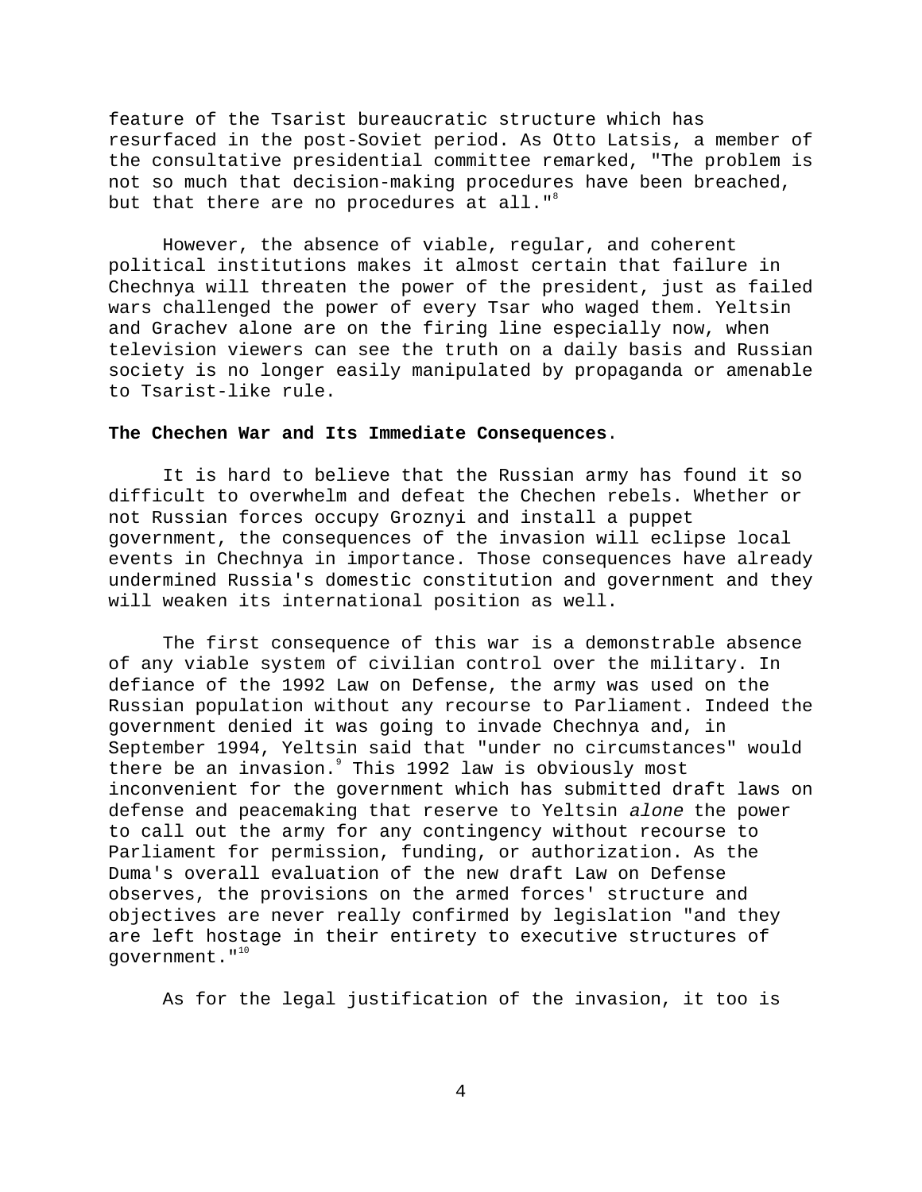feature of the Tsarist bureaucratic structure which has resurfaced in the post-Soviet period. As Otto Latsis, a member of the consultative presidential committee remarked, "The problem is not so much that decision-making procedures have been breached, but that there are no procedures at all."[8]

However, the absence of viable, regular, and coherent political institutions makes it almost certain that failure in Chechnya will threaten the power of the president, just as failed wars challenged the power of every Tsar who waged them. Yeltsin and Grachev alone are on the firing line especially now, when television viewers can see the truth on a daily basis and Russian society is no longer easily manipulated by propaganda or amenable to Tsarist-like rule.

**The Chechen War and Its Immediate Consequences**.

It is hard to believe that the Russian army has found it so difficult to overwhelm and defeat the Chechen rebels. Whether or not Russian forces occupy Groznyi and install a puppet government, the consequences of the invasion will eclipse local events in Chechnya in importance. Those consequences have already undermined Russia's domestic constitution and government and they will weaken its international position as well.

The first consequence of this war is a demonstrable absence of any viable system of civilian control over the military. In defiance of the 1992 Law on Defense, the army was used on the Russian population without any recourse to Parliament. Indeed the government denied it was going to invade Chechnya and, in September 1994, Yeltsin said that "under no circumstances" would there be an invasion.[9] This 1992 law is obviously most inconvenient for the government which has submitted draft laws on defense and peacemaking that reserve to Yeltsin *alone* the power to call out the army for any contingency without recourse to Parliament for permission, funding, or authorization. As the Duma's overall evaluation of the new draft Law on Defense observes, the provisions on the armed forces' structure and objectives are never really confirmed by legislation "and they are left hostage in their entirety to executive structures of government."[10]

As for the legal justification of the invasion, it too is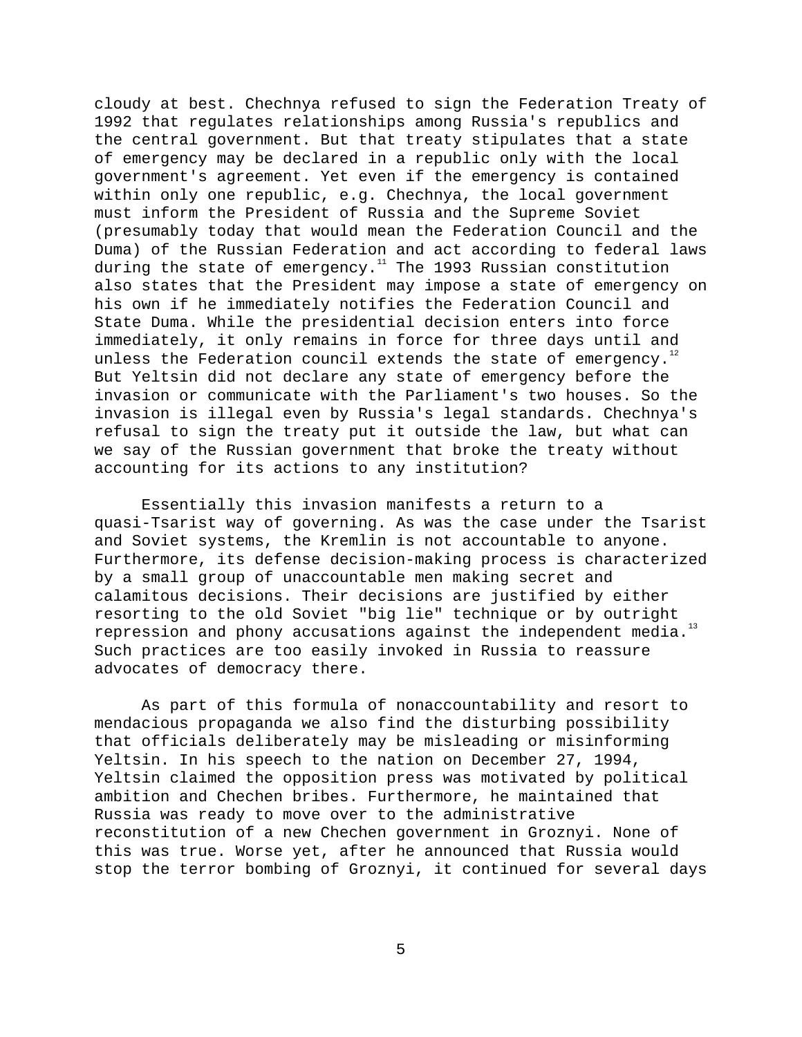cloudy at best. Chechnya refused to sign the Federation Treaty of 1992 that regulates relationships among Russia's republics and the central government. But that treaty stipulates that a state of emergency may be declared in a republic only with the local government's agreement. Yet even if the emergency is contained within only one republic, e.g. Chechnya, the local government must inform the President of Russia and the Supreme Soviet (presumably today that would mean the Federation Council and the Duma) of the Russian Federation and act according to federal laws during the state of emergency.[11] The 1993 Russian constitution also states that the President may impose a state of emergency on his own if he immediately notifies the Federation Council and State Duma. While the presidential decision enters into force immediately, it only remains in force for three days until and unless the Federation council extends the state of emergency.[12] But Yeltsin did not declare any state of emergency before the invasion or communicate with the Parliament's two houses. So the invasion is illegal even by Russia's legal standards. Chechnya's refusal to sign the treaty put it outside the law, but what can we say of the Russian government that broke the treaty without accounting for its actions to any institution?

Essentially this invasion manifests a return to a quasi-Tsarist way of governing. As was the case under the Tsarist and Soviet systems, the Kremlin is not accountable to anyone. Furthermore, its defense decision-making process is characterized by a small group of unaccountable men making secret and calamitous decisions. Their decisions are justified by either resorting to the old Soviet "big lie" technique or by outright repression and phony accusations against the independent media.[13] Such practices are too easily invoked in Russia to reassure advocates of democracy there.

As part of this formula of nonaccountability and resort to mendacious propaganda we also find the disturbing possibility that officials deliberately may be misleading or misinforming Yeltsin. In his speech to the nation on December 27, 1994, Yeltsin claimed the opposition press was motivated by political ambition and Chechen bribes. Furthermore, he maintained that Russia was ready to move over to the administrative reconstitution of a new Chechen government in Groznyi. None of this was true. Worse yet, after he announced that Russia would stop the terror bombing of Groznyi, it continued for several days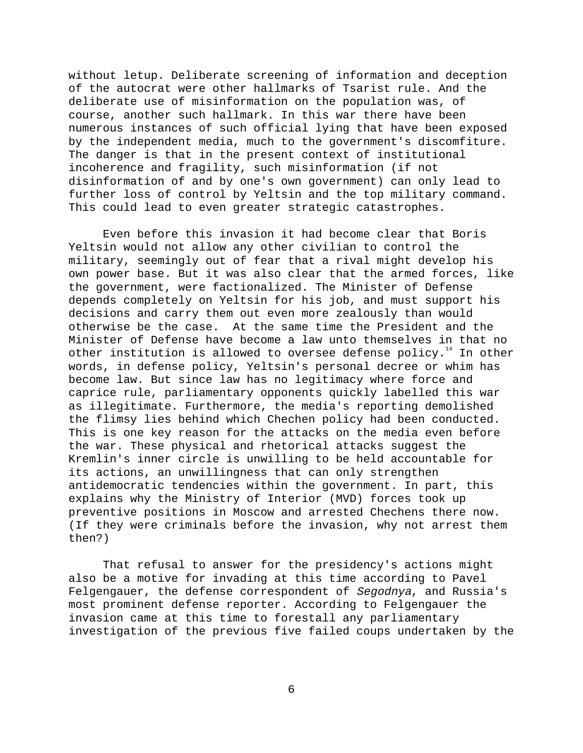without letup. Deliberate screening of information and deception of the autocrat were other hallmarks of Tsarist rule. And the deliberate use of misinformation on the population was, of course, another such hallmark. In this war there have been numerous instances of such official lying that have been exposed by the independent media, much to the government's discomfiture. The danger is that in the present context of institutional incoherence and fragility, such misinformation (if not disinformation of and by one's own government) can only lead to further loss of control by Yeltsin and the top military command. This could lead to even greater strategic catastrophes.

Even before this invasion it had become clear that Boris Yeltsin would not allow any other civilian to control the military, seemingly out of fear that a rival might develop his own power base. But it was also clear that the armed forces, like the government, were factionalized. The Minister of Defense depends completely on Yeltsin for his job, and must support his decisions and carry them out even more zealously than would otherwise be the case. At the same time the President and the Minister of Defense have become a law unto themselves in that no other institution is allowed to oversee defense policy.[14] In other words, in defense policy, Yeltsin's personal decree or whim has become law. But since law has no legitimacy where force and caprice rule, parliamentary opponents quickly labelled this war as illegitimate. Furthermore, the media's reporting demolished the flimsy lies behind which Chechen policy had been conducted. This is one key reason for the attacks on the media even before the war. These physical and rhetorical attacks suggest the Kremlin's inner circle is unwilling to be held accountable for its actions, an unwillingness that can only strengthen antidemocratic tendencies within the government. In part, this explains why the Ministry of Interior (MVD) forces took up preventive positions in Moscow and arrested Chechens there now. (If they were criminals before the invasion, why not arrest them then?)

That refusal to answer for the presidency's actions might also be a motive for invading at this time according to Pavel Felgengauer, the defense correspondent of *Segodnya*, and Russia's most prominent defense reporter. According to Felgengauer the invasion came at this time to forestall any parliamentary investigation of the previous five failed coups undertaken by the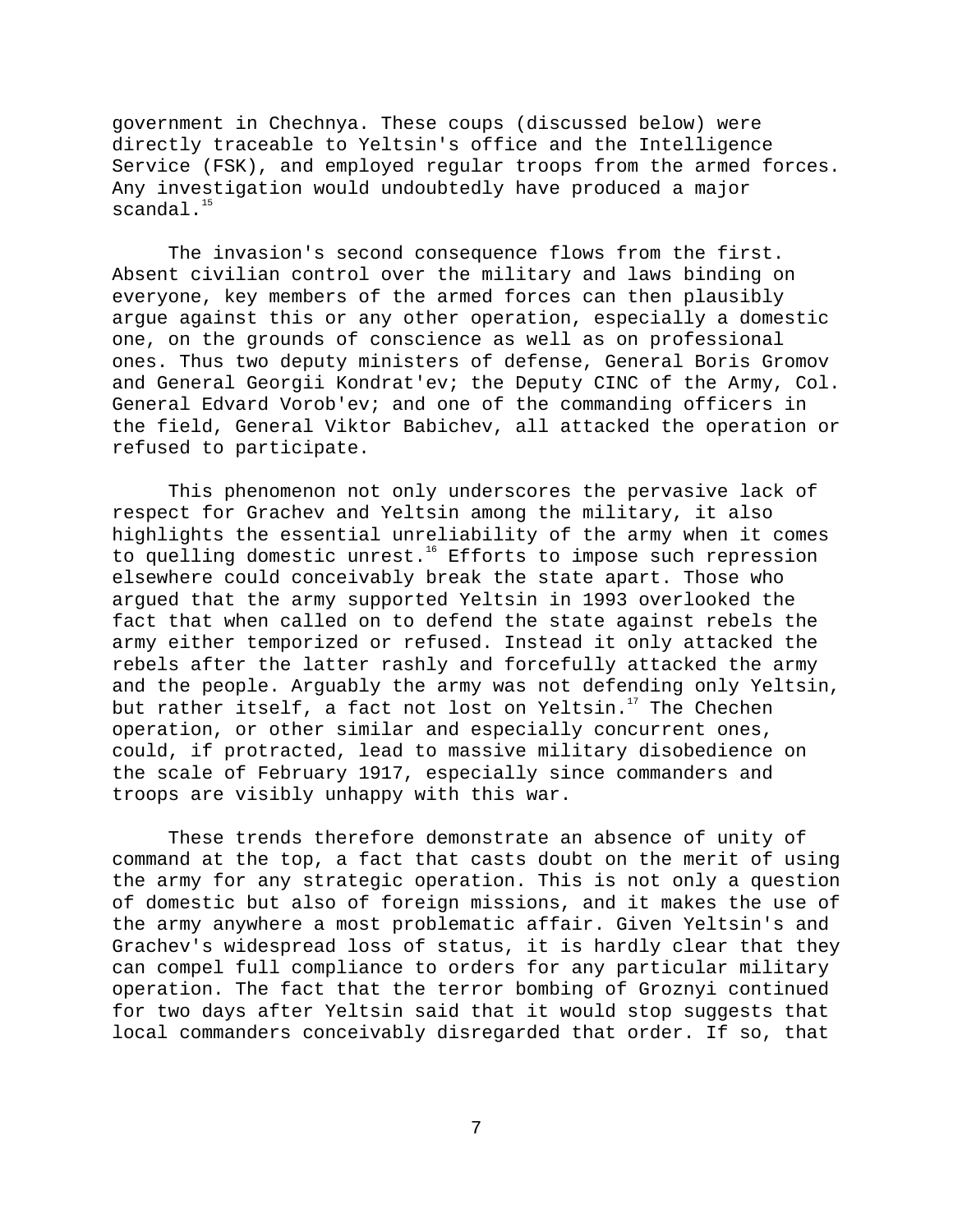government in Chechnya. These coups (discussed below) were directly traceable to Yeltsin's office and the Intelligence Service (FSK), and employed regular troops from the armed forces. Any investigation would undoubtedly have produced a major scandal.[15]

The invasion's second consequence flows from the first. Absent civilian control over the military and laws binding on everyone, key members of the armed forces can then plausibly argue against this or any other operation, especially a domestic one, on the grounds of conscience as well as on professional ones. Thus two deputy ministers of defense, General Boris Gromov and General Georgii Kondrat'ev; the Deputy CINC of the Army, Col. General Edvard Vorob'ev; and one of the commanding officers in the field, General Viktor Babichev, all attacked the operation or refused to participate.

This phenomenon not only underscores the pervasive lack of respect for Grachev and Yeltsin among the military, it also highlights the essential unreliability of the army when it comes to quelling domestic unrest.[16] Efforts to impose such repression elsewhere could conceivably break the state apart. Those who argued that the army supported Yeltsin in 1993 overlooked the fact that when called on to defend the state against rebels the army either temporized or refused. Instead it only attacked the rebels after the latter rashly and forcefully attacked the army and the people. Arguably the army was not defending only Yeltsin, but rather itself, a fact not lost on Yeltsin.[17] The Chechen operation, or other similar and especially concurrent ones, could, if protracted, lead to massive military disobedience on the scale of February 1917, especially since commanders and troops are visibly unhappy with this war.

These trends therefore demonstrate an absence of unity of command at the top, a fact that casts doubt on the merit of using the army for any strategic operation. This is not only a question of domestic but also of foreign missions, and it makes the use of the army anywhere a most problematic affair. Given Yeltsin's and Grachev's widespread loss of status, it is hardly clear that they can compel full compliance to orders for any particular military operation. The fact that the terror bombing of Groznyi continued for two days after Yeltsin said that it would stop suggests that local commanders conceivably disregarded that order. If so, that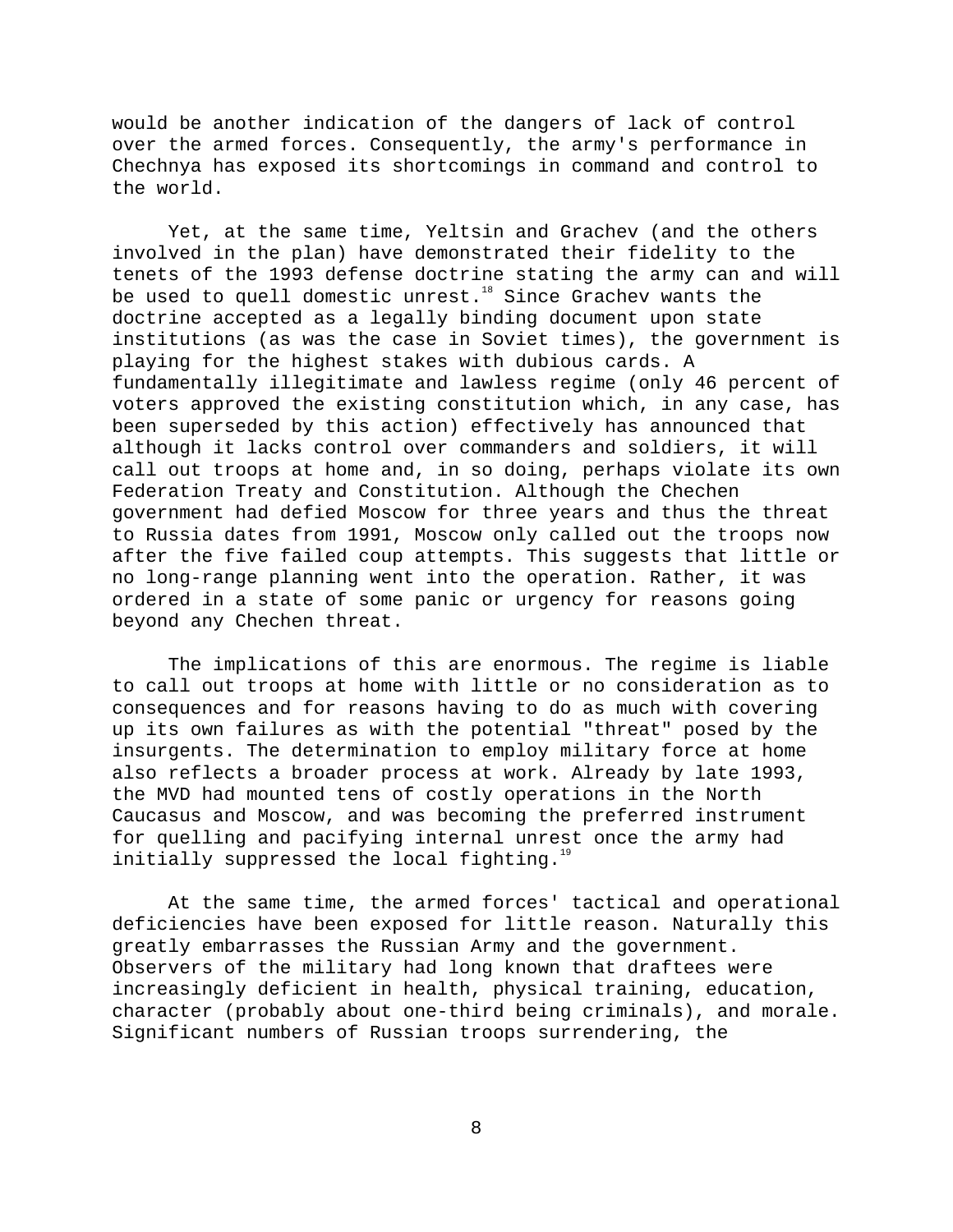would be another indication of the dangers of lack of control over the armed forces. Consequently, the army's performance in Chechnya has exposed its shortcomings in command and control to the world.

Yet, at the same time, Yeltsin and Grachev (and the others involved in the plan) have demonstrated their fidelity to the tenets of the 1993 defense doctrine stating the army can and will be used to quell domestic unrest.[18] Since Grachev wants the doctrine accepted as a legally binding document upon state institutions (as was the case in Soviet times), the government is playing for the highest stakes with dubious cards. A fundamentally illegitimate and lawless regime (only 46 percent of voters approved the existing constitution which, in any case, has been superseded by this action) effectively has announced that although it lacks control over commanders and soldiers, it will call out troops at home and, in so doing, perhaps violate its own Federation Treaty and Constitution. Although the Chechen government had defied Moscow for three years and thus the threat to Russia dates from 1991, Moscow only called out the troops now after the five failed coup attempts. This suggests that little or no long-range planning went into the operation. Rather, it was ordered in a state of some panic or urgency for reasons going beyond any Chechen threat.

The implications of this are enormous. The regime is liable to call out troops at home with little or no consideration as to consequences and for reasons having to do as much with covering up its own failures as with the potential "threat" posed by the insurgents. The determination to employ military force at home also reflects a broader process at work. Already by late 1993, the MVD had mounted tens of costly operations in the North Caucasus and Moscow, and was becoming the preferred instrument for quelling and pacifying internal unrest once the army had initially suppressed the local fighting.[19]

At the same time, the armed forces' tactical and operational deficiencies have been exposed for little reason. Naturally this greatly embarrasses the Russian Army and the government. Observers of the military had long known that draftees were increasingly deficient in health, physical training, education, character (probably about one-third being criminals), and morale. Significant numbers of Russian troops surrendering, the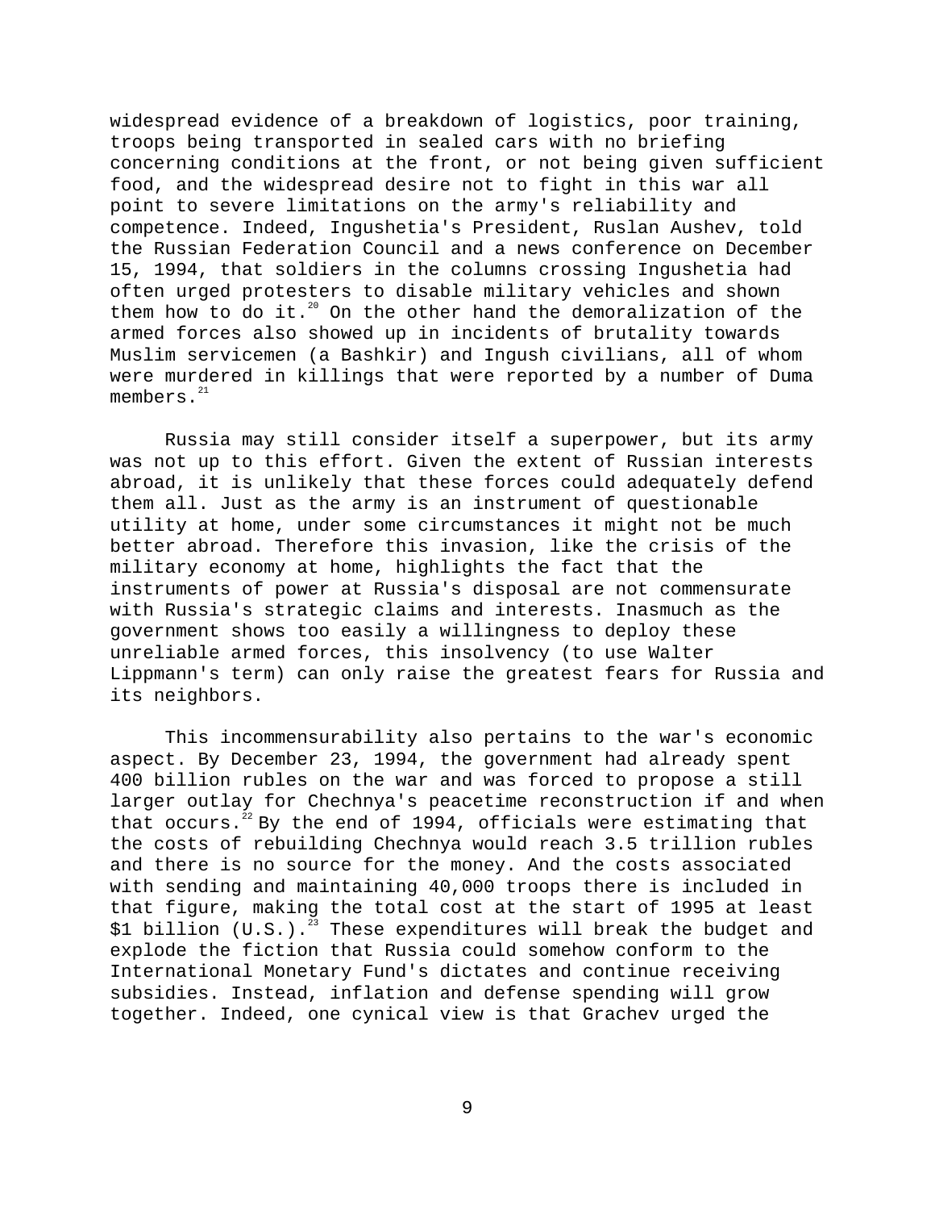widespread evidence of a breakdown of logistics, poor training, troops being transported in sealed cars with no briefing concerning conditions at the front, or not being given sufficient food, and the widespread desire not to fight in this war all point to severe limitations on the army's reliability and competence. Indeed, Ingushetia's President, Ruslan Aushev, told the Russian Federation Council and a news conference on December 15, 1994, that soldiers in the columns crossing Ingushetia had often urged protesters to disable military vehicles and shown them how to do it.[20] On the other hand the demoralization of the armed forces also showed up in incidents of brutality towards Muslim servicemen (a Bashkir) and Ingush civilians, all of whom were murdered in killings that were reported by a number of Duma members.[21]

Russia may still consider itself a superpower, but its army was not up to this effort. Given the extent of Russian interests abroad, it is unlikely that these forces could adequately defend them all. Just as the army is an instrument of questionable utility at home, under some circumstances it might not be much better abroad. Therefore this invasion, like the crisis of the military economy at home, highlights the fact that the instruments of power at Russia's disposal are not commensurate with Russia's strategic claims and interests. Inasmuch as the government shows too easily a willingness to deploy these unreliable armed forces, this insolvency (to use Walter Lippmann's term) can only raise the greatest fears for Russia and its neighbors.

This incommensurability also pertains to the war's economic aspect. By December 23, 1994, the government had already spent 400 billion rubles on the war and was forced to propose a still larger outlay for Chechnya's peacetime reconstruction if and when that occurs.[22] By the end of 1994, officials were estimating that the costs of rebuilding Chechnya would reach 3.5 trillion rubles and there is no source for the money. And the costs associated with sending and maintaining 40,000 troops there is included in that figure, making the total cost at the start of 1995 at least $1 billion (U.S.).[23] These expenditures will break the budget and explode the fiction that Russia could somehow conform to the International Monetary Fund's dictates and continue receiving subsidies. Instead, inflation and defense spending will grow together. Indeed, one cynical view is that Grachev urged the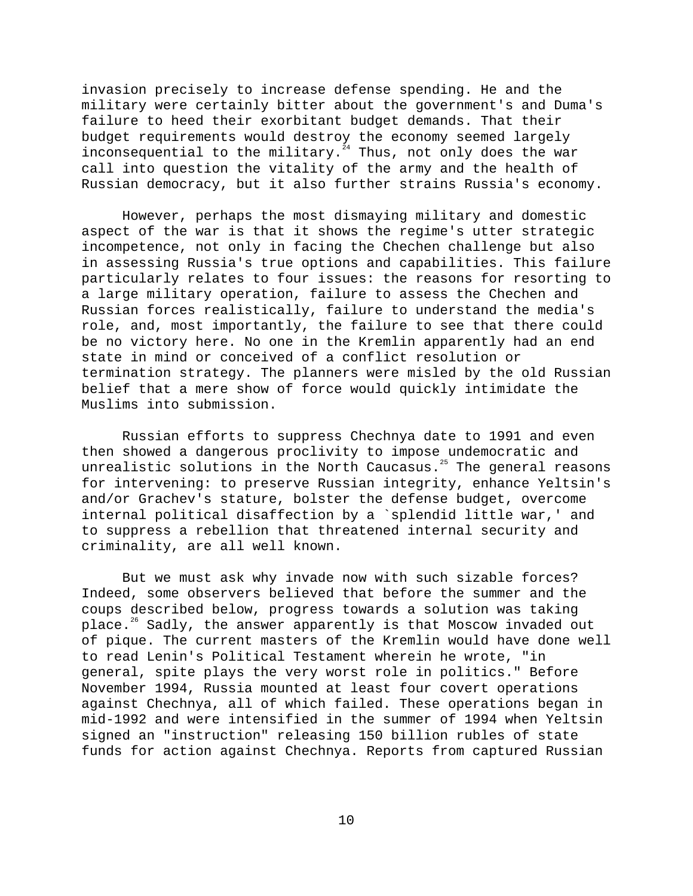invasion precisely to increase defense spending. He and the military were certainly bitter about the government's and Duma's failure to heed their exorbitant budget demands. That their budget requirements would destroy the economy seemed largely inconsequential to the military.[24] Thus, not only does the war call into question the vitality of the army and the health of Russian democracy, but it also further strains Russia's economy.

However, perhaps the most dismaying military and domestic aspect of the war is that it shows the regime's utter strategic incompetence, not only in facing the Chechen challenge but also in assessing Russia's true options and capabilities. This failure particularly relates to four issues: the reasons for resorting to a large military operation, failure to assess the Chechen and Russian forces realistically, failure to understand the media's role, and, most importantly, the failure to see that there could be no victory here. No one in the Kremlin apparently had an end state in mind or conceived of a conflict resolution or termination strategy. The planners were misled by the old Russian belief that a mere show of force would quickly intimidate the Muslims into submission.

Russian efforts to suppress Chechnya date to 1991 and even then showed a dangerous proclivity to impose undemocratic and unrealistic solutions in the North Caucasus.[25] The general reasons for intervening: to preserve Russian integrity, enhance Yeltsin's and/or Grachev's stature, bolster the defense budget, overcome internal political disaffection by a `splendid little war,' and to suppress a rebellion that threatened internal security and criminality, are all well known.

But we must ask why invade now with such sizable forces? Indeed, some observers believed that before the summer and the coups described below, progress towards a solution was taking place.[26] Sadly, the answer apparently is that Moscow invaded out of pique. The current masters of the Kremlin would have done well to read Lenin's Political Testament wherein he wrote, "in general, spite plays the very worst role in politics." Before November 1994, Russia mounted at least four covert operations against Chechnya, all of which failed. These operations began in mid-1992 and were intensified in the summer of 1994 when Yeltsin signed an "instruction" releasing 150 billion rubles of state funds for action against Chechnya. Reports from captured Russian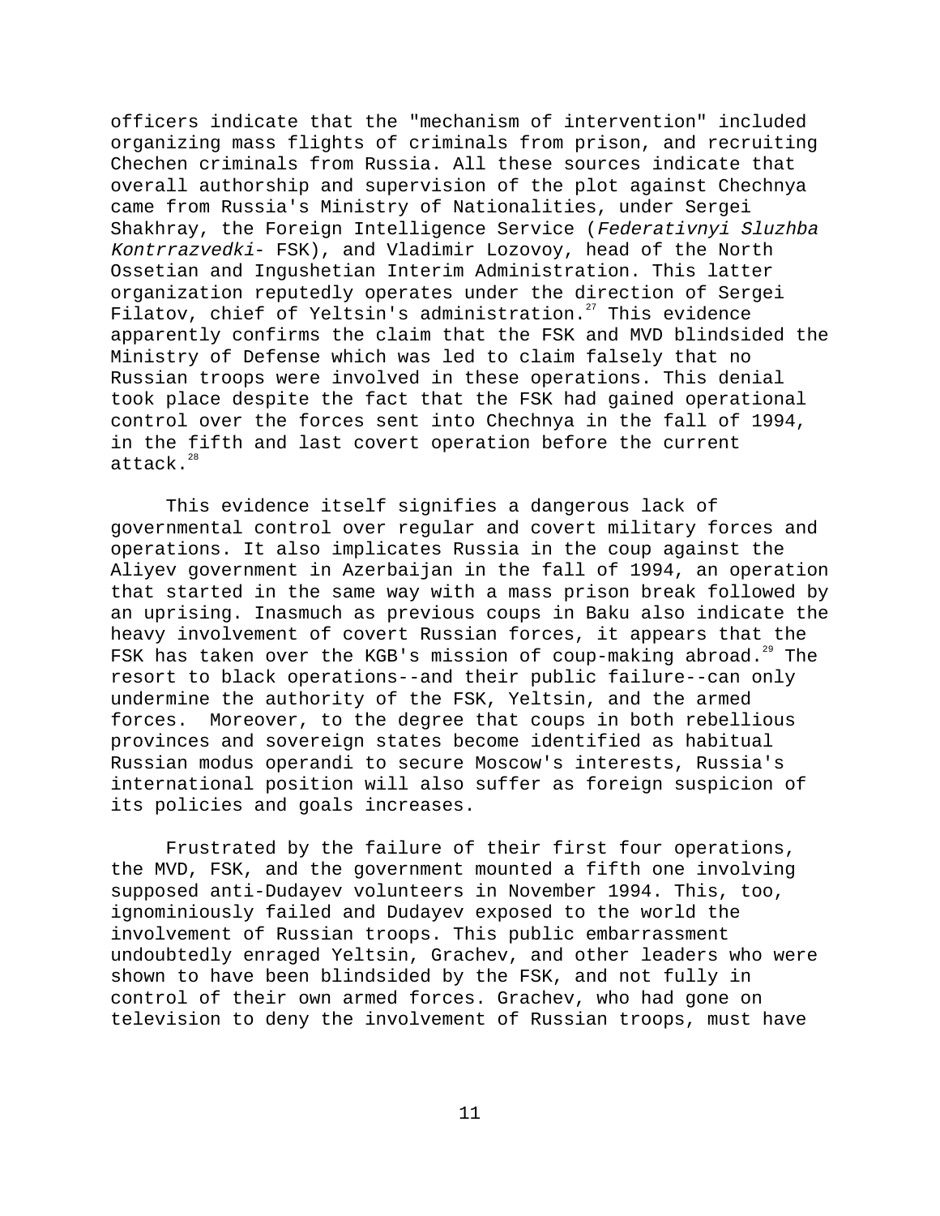officers indicate that the "mechanism of intervention" included organizing mass flights of criminals from prison, and recruiting Chechen criminals from Russia. All these sources indicate that overall authorship and supervision of the plot against Chechnya came from Russia's Ministry of Nationalities, under Sergei Shakhray, the Foreign Intelligence Service (*Federativnyi Sluzhba Kontrrazvedki*- FSK), and Vladimir Lozovoy, head of the North Ossetian and Ingushetian Interim Administration. This latter organization reputedly operates under the direction of Sergei Filatov, chief of Yeltsin's administration.[27] This evidence apparently confirms the claim that the FSK and MVD blindsided the Ministry of Defense which was led to claim falsely that no Russian troops were involved in these operations. This denial took place despite the fact that the FSK had gained operational control over the forces sent into Chechnya in the fall of 1994, in the fifth and last covert operation before the current attack.[28]

This evidence itself signifies a dangerous lack of governmental control over regular and covert military forces and operations. It also implicates Russia in the coup against the Aliyev government in Azerbaijan in the fall of 1994, an operation that started in the same way with a mass prison break followed by an uprising. Inasmuch as previous coups in Baku also indicate the heavy involvement of covert Russian forces, it appears that the FSK has taken over the KGB's mission of coup-making abroad.[29] The resort to black operations--and their public failure--can only undermine the authority of the FSK, Yeltsin, and the armed forces. Moreover, to the degree that coups in both rebellious provinces and sovereign states become identified as habitual Russian modus operandi to secure Moscow's interests, Russia's international position will also suffer as foreign suspicion of its policies and goals increases.

Frustrated by the failure of their first four operations, the MVD, FSK, and the government mounted a fifth one involving supposed anti-Dudayev volunteers in November 1994. This, too, ignominiously failed and Dudayev exposed to the world the involvement of Russian troops. This public embarrassment undoubtedly enraged Yeltsin, Grachev, and other leaders who were shown to have been blindsided by the FSK, and not fully in control of their own armed forces. Grachev, who had gone on television to deny the involvement of Russian troops, must have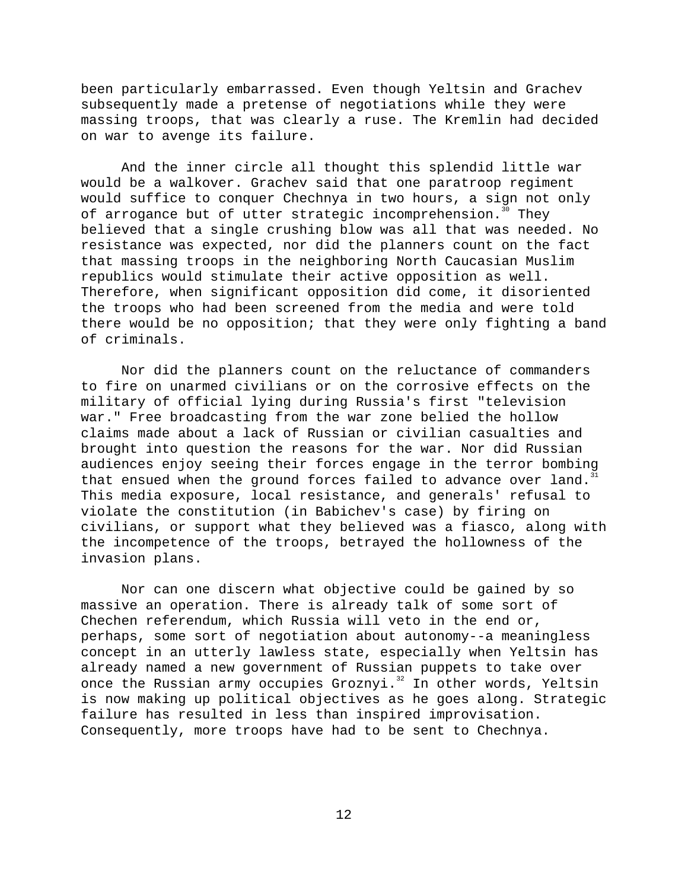been particularly embarrassed. Even though Yeltsin and Grachev subsequently made a pretense of negotiations while they were massing troops, that was clearly a ruse. The Kremlin had decided on war to avenge its failure.

And the inner circle all thought this splendid little war would be a walkover. Grachev said that one paratroop regiment would suffice to conquer Chechnya in two hours, a sign not only of arrogance but of utter strategic incomprehension.[30] They believed that a single crushing blow was all that was needed. No resistance was expected, nor did the planners count on the fact that massing troops in the neighboring North Caucasian Muslim republics would stimulate their active opposition as well. Therefore, when significant opposition did come, it disoriented the troops who had been screened from the media and were told there would be no opposition; that they were only fighting a band of criminals.

Nor did the planners count on the reluctance of commanders to fire on unarmed civilians or on the corrosive effects on the military of official lying during Russia's first "television war." Free broadcasting from the war zone belied the hollow claims made about a lack of Russian or civilian casualties and brought into question the reasons for the war. Nor did Russian audiences enjoy seeing their forces engage in the terror bombing that ensued when the ground forces failed to advance over land.[31] This media exposure, local resistance, and generals' refusal to violate the constitution (in Babichev's case) by firing on civilians, or support what they believed was a fiasco, along with the incompetence of the troops, betrayed the hollowness of the invasion plans.

Nor can one discern what objective could be gained by so massive an operation. There is already talk of some sort of Chechen referendum, which Russia will veto in the end or, perhaps, some sort of negotiation about autonomy--a meaningless concept in an utterly lawless state, especially when Yeltsin has already named a new government of Russian puppets to take over once the Russian army occupies Groznyi.[32] In other words, Yeltsin is now making up political objectives as he goes along. Strategic failure has resulted in less than inspired improvisation. Consequently, more troops have had to be sent to Chechnya.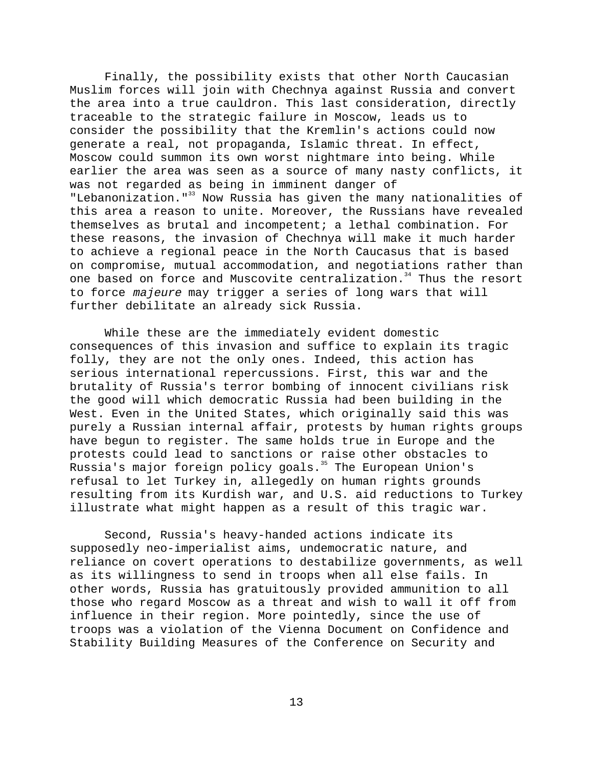Finally, the possibility exists that other North Caucasian Muslim forces will join with Chechnya against Russia and convert the area into a true cauldron. This last consideration, directly traceable to the strategic failure in Moscow, leads us to consider the possibility that the Kremlin's actions could now generate a real, not propaganda, Islamic threat. In effect, Moscow could summon its own worst nightmare into being. While earlier the area was seen as a source of many nasty conflicts, it was not regarded as being in imminent danger of "Lebanonization."[33] Now Russia has given the many nationalities of this area a reason to unite. Moreover, the Russians have revealed themselves as brutal and incompetent; a lethal combination. For these reasons, the invasion of Chechnya will make it much harder to achieve a regional peace in the North Caucasus that is based on compromise, mutual accommodation, and negotiations rather than one based on force and Muscovite centralization.[34] Thus the resort to force *majeure* may trigger a series of long wars that will further debilitate an already sick Russia.

While these are the immediately evident domestic consequences of this invasion and suffice to explain its tragic folly, they are not the only ones. Indeed, this action has serious international repercussions. First, this war and the brutality of Russia's terror bombing of innocent civilians risk the good will which democratic Russia had been building in the West. Even in the United States, which originally said this was purely a Russian internal affair, protests by human rights groups have begun to register. The same holds true in Europe and the protests could lead to sanctions or raise other obstacles to Russia's major foreign policy goals.[35] The European Union's refusal to let Turkey in, allegedly on human rights grounds resulting from its Kurdish war, and U.S. aid reductions to Turkey illustrate what might happen as a result of this tragic war.

Second, Russia's heavy-handed actions indicate its supposedly neo-imperialist aims, undemocratic nature, and reliance on covert operations to destabilize governments, as well as its willingness to send in troops when all else fails. In other words, Russia has gratuitously provided ammunition to all those who regard Moscow as a threat and wish to wall it off from influence in their region. More pointedly, since the use of troops was a violation of the Vienna Document on Confidence and Stability Building Measures of the Conference on Security and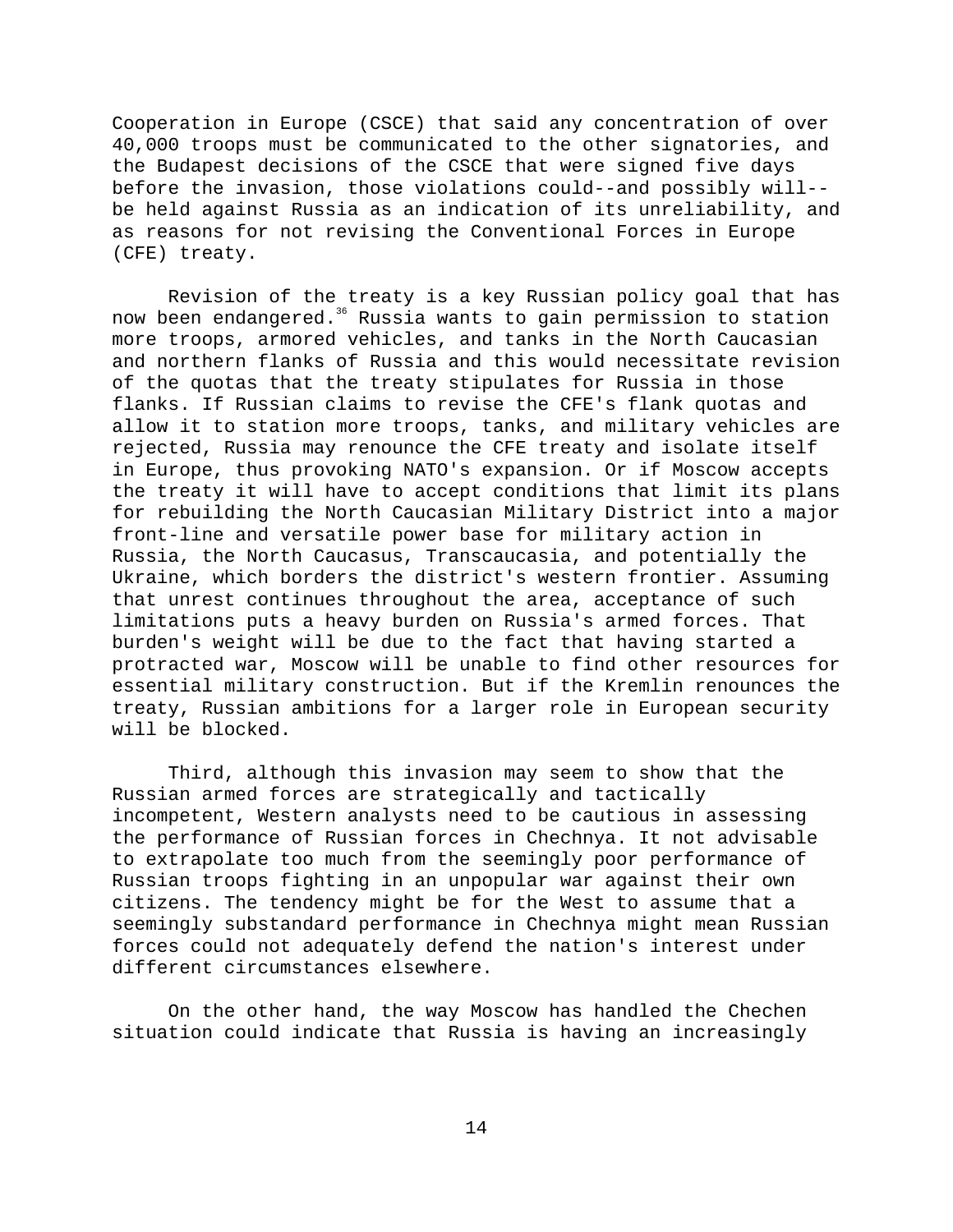Cooperation in Europe (CSCE) that said any concentration of over 40,000 troops must be communicated to the other signatories, and the Budapest decisions of the CSCE that were signed five days before the invasion, those violations could--and possibly will--be held against Russia as an indication of its unreliability, and as reasons for not revising the Conventional Forces in Europe (CFE) treaty.

Revision of the treaty is a key Russian policy goal that has now been endangered.[36] Russia wants to gain permission to station more troops, armored vehicles, and tanks in the North Caucasian and northern flanks of Russia and this would necessitate revision of the quotas that the treaty stipulates for Russia in those flanks. If Russian claims to revise the CFE's flank quotas and allow it to station more troops, tanks, and military vehicles are rejected, Russia may renounce the CFE treaty and isolate itself in Europe, thus provoking NATO's expansion. Or if Moscow accepts the treaty it will have to accept conditions that limit its plans for rebuilding the North Caucasian Military District into a major front-line and versatile power base for military action in Russia, the North Caucasus, Transcaucasia, and potentially the Ukraine, which borders the district's western frontier. Assuming that unrest continues throughout the area, acceptance of such limitations puts a heavy burden on Russia's armed forces. That burden's weight will be due to the fact that having started a protracted war, Moscow will be unable to find other resources for essential military construction. But if the Kremlin renounces the treaty, Russian ambitions for a larger role in European security will be blocked.

Third, although this invasion may seem to show that the Russian armed forces are strategically and tactically incompetent, Western analysts need to be cautious in assessing the performance of Russian forces in Chechnya. It not advisable to extrapolate too much from the seemingly poor performance of Russian troops fighting in an unpopular war against their own citizens. The tendency might be for the West to assume that a seemingly substandard performance in Chechnya might mean Russian forces could not adequately defend the nation's interest under different circumstances elsewhere.

On the other hand, the way Moscow has handled the Chechen situation could indicate that Russia is having an increasingly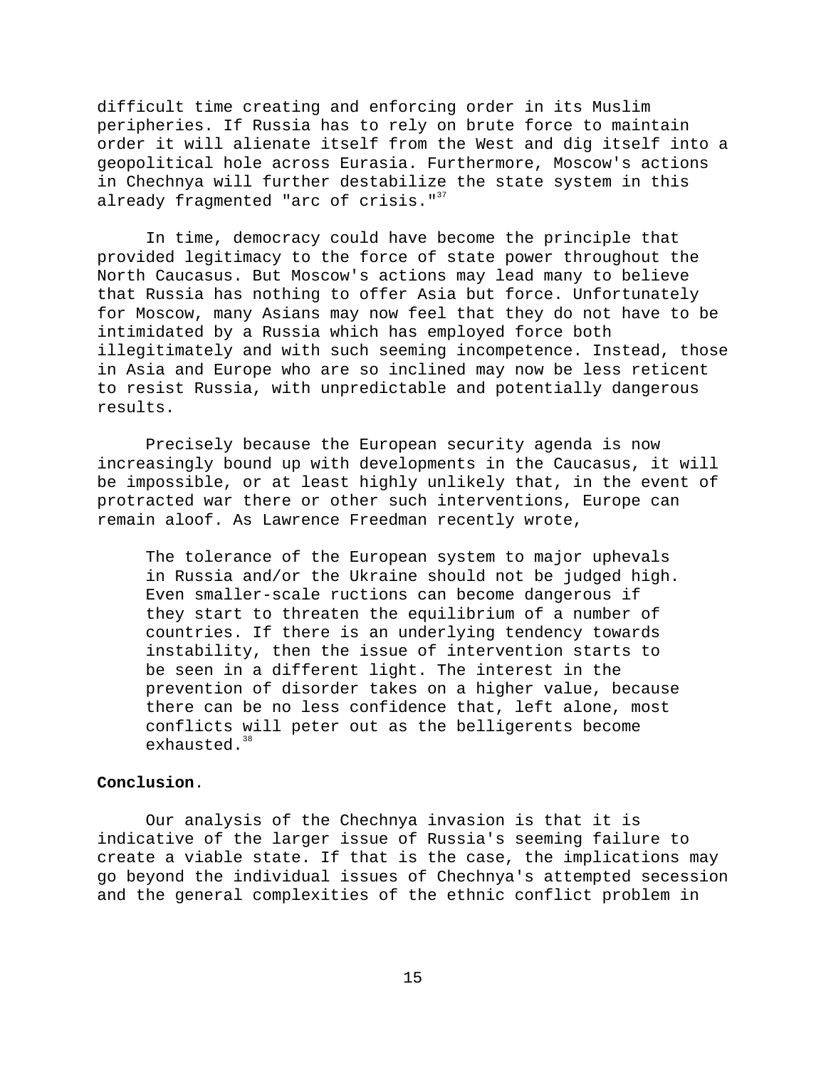difficult time creating and enforcing order in its Muslim peripheries. If Russia has to rely on brute force to maintain order it will alienate itself from the West and dig itself into a geopolitical hole across Eurasia. Furthermore, Moscow's actions in Chechnya will further destabilize the state system in this already fragmented "arc of crisis."[37]

In time, democracy could have become the principle that provided legitimacy to the force of state power throughout the North Caucasus. But Moscow's actions may lead many to believe that Russia has nothing to offer Asia but force. Unfortunately for Moscow, many Asians may now feel that they do not have to be intimidated by a Russia which has employed force both illegitimately and with such seeming incompetence. Instead, those in Asia and Europe who are so inclined may now be less reticent to resist Russia, with unpredictable and potentially dangerous results.

Precisely because the European security agenda is now increasingly bound up with developments in the Caucasus, it will be impossible, or at least highly unlikely that, in the event of protracted war there or other such interventions, Europe can remain aloof. As Lawrence Freedman recently wrote,

> The tolerance of the European system to major upheavals in Russia and/or the Ukraine should not be judged high. Even smaller-scale ructions can become dangerous if they start to threaten the equilibrium of a number of countries. If there is an underlying tendency towards instability, then the issue of intervention starts to be seen in a different light. The interest in the prevention of disorder takes on a higher value, because there can be no less confidence that, left alone, most conflicts will peter out as the belligerents become exhausted.[38]

**Conclusion.**

Our analysis of the Chechnya invasion is that it is indicative of the larger issue of Russia's seeming failure to create a viable state. If that is the case, the implications may go beyond the individual issues of Chechnya's attempted secession and the general complexities of the ethnic conflict problem in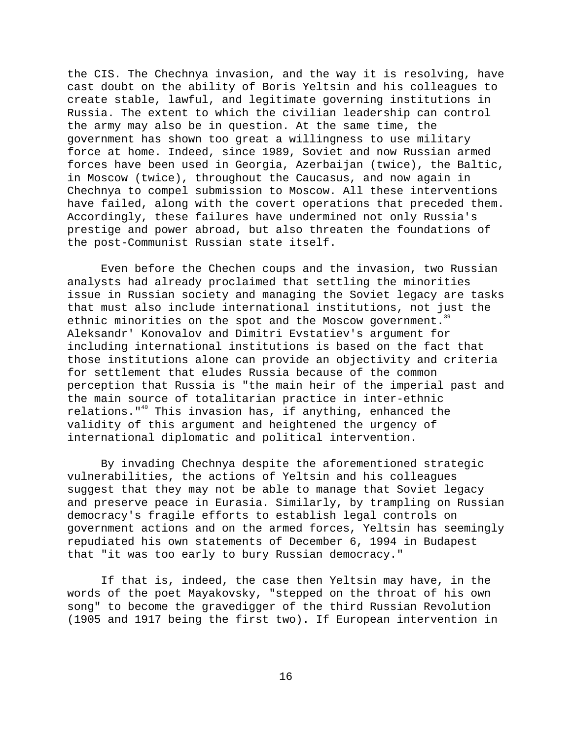the CIS. The Chechnya invasion, and the way it is resolving, have cast doubt on the ability of Boris Yeltsin and his colleagues to create stable, lawful, and legitimate governing institutions in Russia. The extent to which the civilian leadership can control the army may also be in question. At the same time, the government has shown too great a willingness to use military force at home. Indeed, since 1989, Soviet and now Russian armed forces have been used in Georgia, Azerbaijan (twice), the Baltic, in Moscow (twice), throughout the Caucasus, and now again in Chechnya to compel submission to Moscow. All these interventions have failed, along with the covert operations that preceded them. Accordingly, these failures have undermined not only Russia's prestige and power abroad, but also threaten the foundations of the post-Communist Russian state itself.

Even before the Chechen coups and the invasion, two Russian analysts had already proclaimed that settling the minorities issue in Russian society and managing the Soviet legacy are tasks that must also include international institutions, not just the ethnic minorities on the spot and the Moscow government.[39] Aleksandr' Konovalov and Dimitri Evstatiev's argument for including international institutions is based on the fact that those institutions alone can provide an objectivity and criteria for settlement that eludes Russia because of the common perception that Russia is "the main heir of the imperial past and the main source of totalitarian practice in inter-ethnic relations."[40] This invasion has, if anything, enhanced the validity of this argument and heightened the urgency of international diplomatic and political intervention.

By invading Chechnya despite the aforementioned strategic vulnerabilities, the actions of Yeltsin and his colleagues suggest that they may not be able to manage that Soviet legacy and preserve peace in Eurasia. Similarly, by trampling on Russian democracy's fragile efforts to establish legal controls on government actions and on the armed forces, Yeltsin has seemingly repudiated his own statements of December 6, 1994 in Budapest that "it was too early to bury Russian democracy."

If that is, indeed, the case then Yeltsin may have, in the words of the poet Mayakovsky, "stepped on the throat of his own song" to become the gravedigger of the third Russian Revolution (1905 and 1917 being the first two). If European intervention in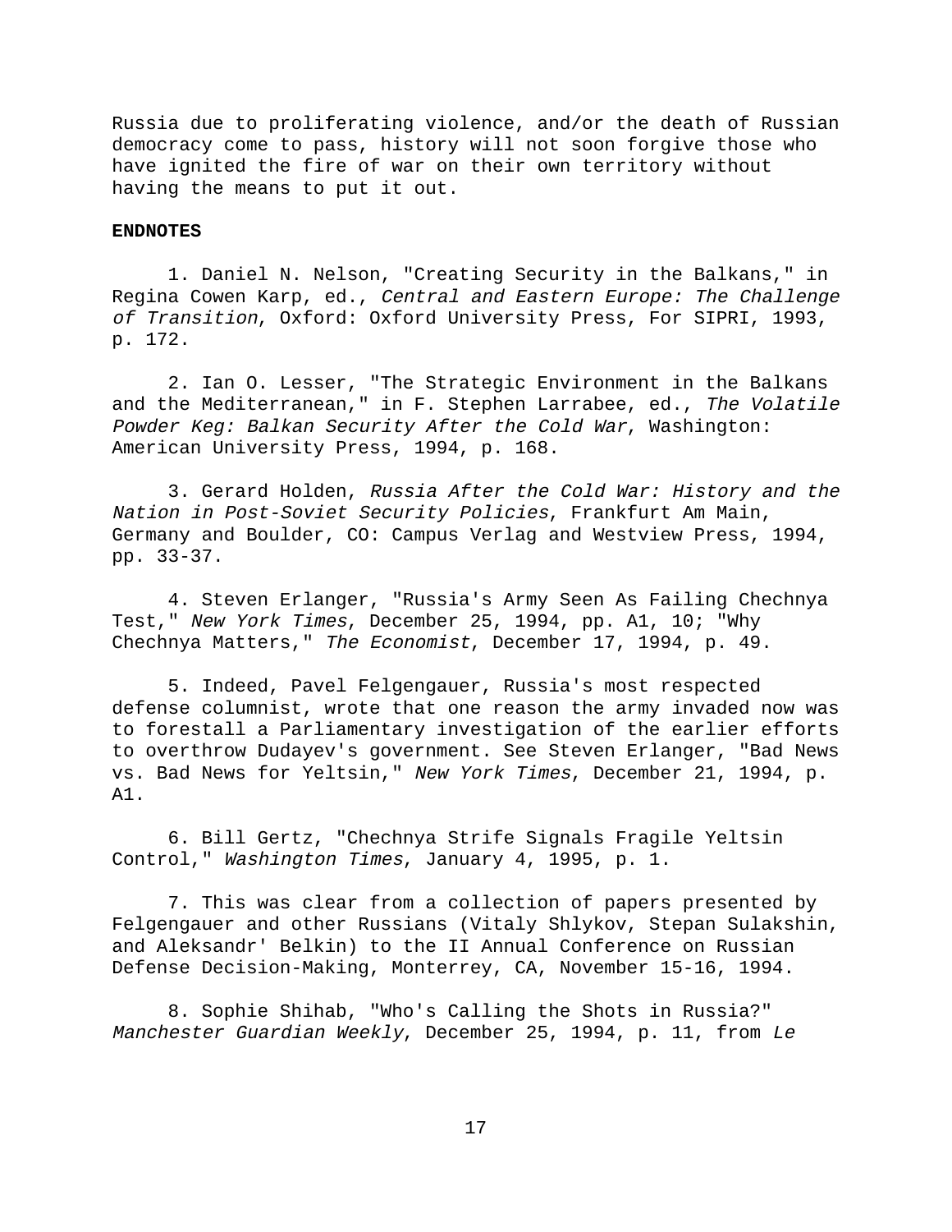Russia due to proliferating violence, and/or the death of Russian democracy come to pass, history will not soon forgive those who have ignited the fire of war on their own territory without having the means to put it out.

**ENDNOTES**

1. Daniel N. Nelson, "Creating Security in the Balkans," in Regina Cowen Karp, ed., *Central and Eastern Europe: The Challenge of Transition*, Oxford: Oxford University Press, For SIPRI, 1993, p. 172.

2. Ian O. Lesser, "The Strategic Environment in the Balkans and the Mediterranean," in F. Stephen Larrabee, ed., *The Volatile Powder Keg: Balkan Security After the Cold War*, Washington: American University Press, 1994, p. 168.

3. Gerard Holden, *Russia After the Cold War: History and the Nation in Post-Soviet Security Policies*, Frankfurt Am Main, Germany and Boulder, CO: Campus Verlag and Westview Press, 1994, pp. 33-37.

4. Steven Erlanger, "Russia's Army Seen As Failing Chechnya Test," *New York Times*, December 25, 1994, pp. A1, 10; "Why Chechnya Matters," *The Economist*, December 17, 1994, p. 49.

5. Indeed, Pavel Felgengauer, Russia's most respected defense columnist, wrote that one reason the army invaded now was to forestall a Parliamentary investigation of the earlier efforts to overthrow Dudayev's government. See Steven Erlanger, "Bad News vs. Bad News for Yeltsin," *New York Times*, December 21, 1994, p. A1.

6. Bill Gertz, "Chechnya Strife Signals Fragile Yeltsin Control," *Washington Times*, January 4, 1995, p. 1.

7. This was clear from a collection of papers presented by Felgengauer and other Russians (Vitaly Shlykov, Stepan Sulakshin, and Aleksandr' Belkin) to the II Annual Conference on Russian Defense Decision-Making, Monterrey, CA, November 15-16, 1994.

8. Sophie Shihab, "Who's Calling the Shots in Russia?" *Manchester Guardian Weekly*, December 25, 1994, p. 11, from *Le*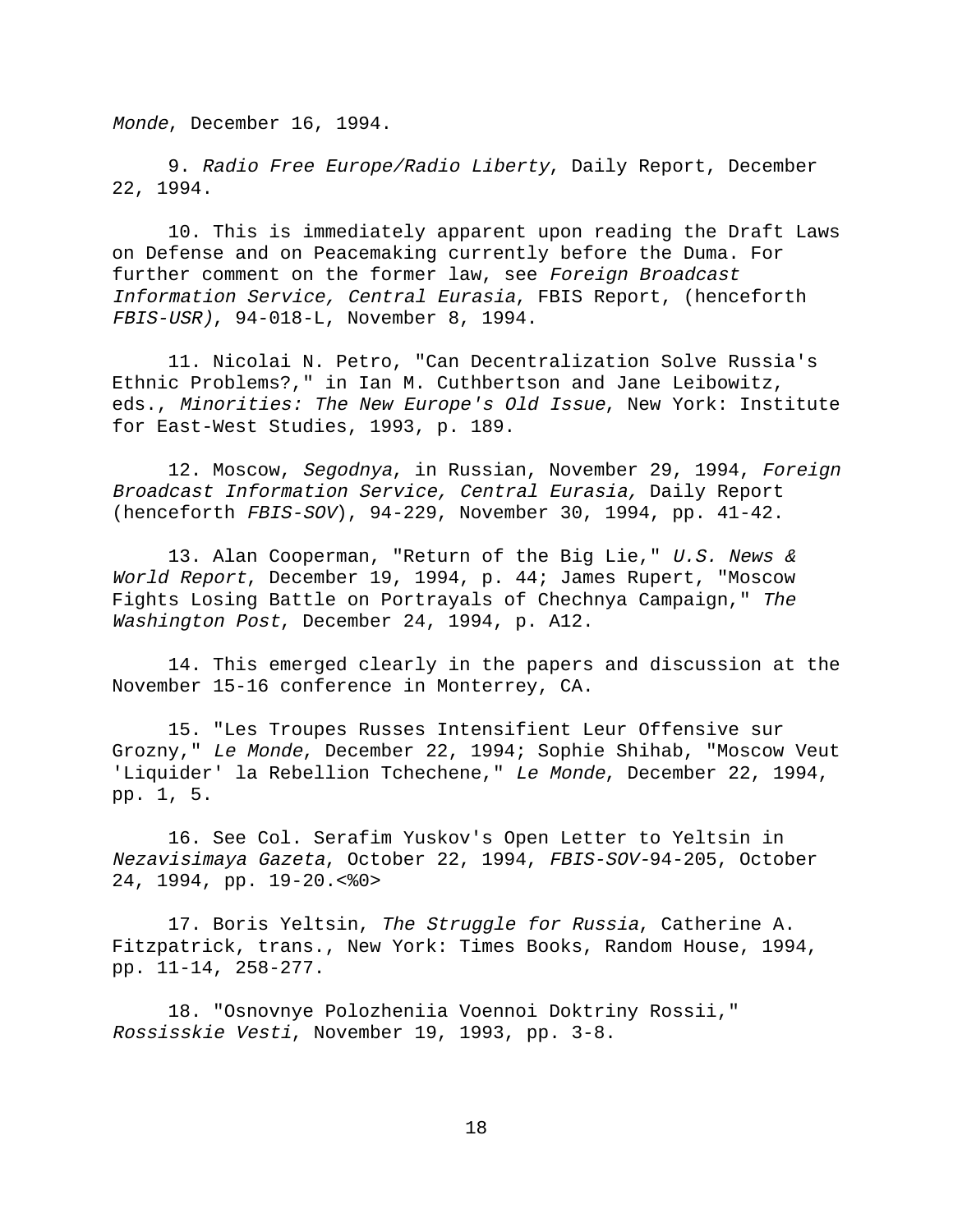*Monde*, December 16, 1994.

9. *Radio Free Europe/Radio Liberty*, Daily Report, December 22, 1994.

10. This is immediately apparent upon reading the Draft Laws on Defense and on Peacemaking currently before the Duma. For further comment on the former law, see *Foreign Broadcast Information Service, Central Eurasia*, FBIS Report, (henceforth *FBIS-USR)*, 94-018-L, November 8, 1994.

11. Nicolai N. Petro, "Can Decentralization Solve Russia's Ethnic Problems?," in Ian M. Cuthbertson and Jane Leibowitz, eds., *Minorities: The New Europe's Old Issue*, New York: Institute for East-West Studies, 1993, p. 189.

12. Moscow, *Segodnya*, in Russian, November 29, 1994, *Foreign Broadcast Information Service, Central Eurasia,* Daily Report (henceforth *FBIS-SOV*), 94-229, November 30, 1994, pp. 41-42.

13. Alan Cooperman, "Return of the Big Lie," *U.S. News & World Report*, December 19, 1994, p. 44; James Rupert, "Moscow Fights Losing Battle on Portrayals of Chechnya Campaign," *The Washington Post*, December 24, 1994, p. A12.

14. This emerged clearly in the papers and discussion at the November 15-16 conference in Monterrey, CA.

15. "Les Troupes Russes Intensifient Leur Offensive sur Grozny," *Le Monde*, December 22, 1994; Sophie Shihab, "Moscow Veut 'Liquider' la Rebellion Tchechene," *Le Monde*, December 22, 1994, pp. 1, 5.

16. See Col. Serafim Yuskov's Open Letter to Yeltsin in *Nezavisimaya Gazeta*, October 22, 1994, *FBIS-SOV*-94-205, October 24, 1994, pp. 19-20.<%0>

17. Boris Yeltsin, *The Struggle for Russia*, Catherine A. Fitzpatrick, trans., New York: Times Books, Random House, 1994, pp. 11-14, 258-277.

18. "Osnovnye Polozheniia Voennoi Doktriny Rossii," *Rossisskie Vesti*, November 19, 1993, pp. 3-8.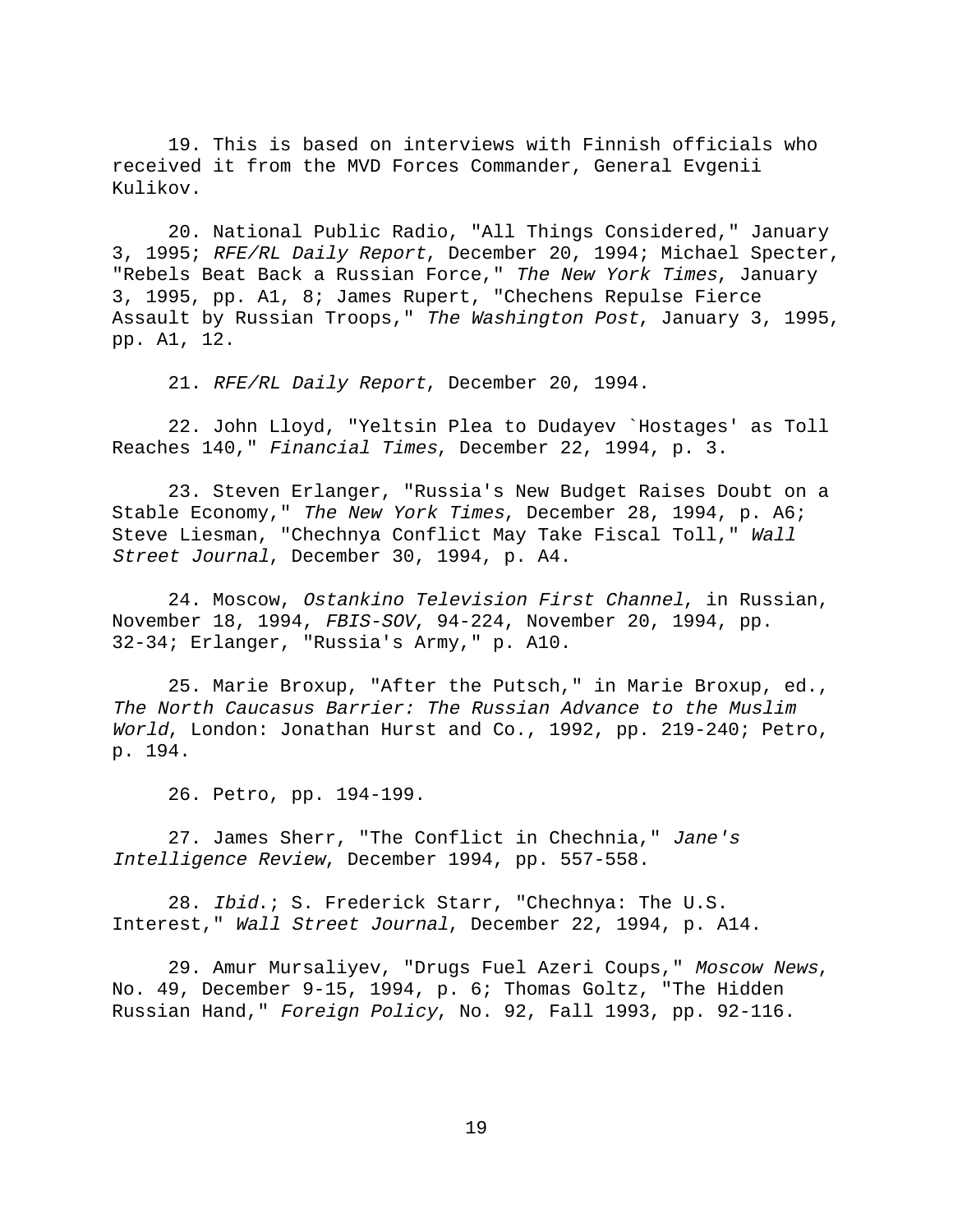19. This is based on interviews with Finnish officials who received it from the MVD Forces Commander, General Evgenii Kulikov.

20. National Public Radio, "All Things Considered," January 3, 1995; *RFE/RL Daily Report*, December 20, 1994; Michael Specter, "Rebels Beat Back a Russian Force," *The New York Times*, January 3, 1995, pp. A1, 8; James Rupert, "Chechens Repulse Fierce Assault by Russian Troops," *The Washington Post*, January 3, 1995, pp. A1, 12.

21. *RFE/RL Daily Report*, December 20, 1994.

22. John Lloyd, "Yeltsin Plea to Dudayev `Hostages' as Toll Reaches 140," *Financial Times*, December 22, 1994, p. 3.

23. Steven Erlanger, "Russia's New Budget Raises Doubt on a Stable Economy," *The New York Times*, December 28, 1994, p. A6; Steve Liesman, "Chechnya Conflict May Take Fiscal Toll," *Wall Street Journal*, December 30, 1994, p. A4.

24. Moscow, *Ostankino Television First Channel*, in Russian, November 18, 1994, *FBIS-SOV*, 94-224, November 20, 1994, pp. 32-34; Erlanger, "Russia's Army," p. A10.

25. Marie Broxup, "After the Putsch," in Marie Broxup, ed., *The North Caucasus Barrier: The Russian Advance to the Muslim World*, London: Jonathan Hurst and Co., 1992, pp. 219-240; Petro, p. 194.

26. Petro, pp. 194-199.

27. James Sherr, "The Conflict in Chechnia," *Jane's Intelligence Review*, December 1994, pp. 557-558.

28. *Ibid*.; S. Frederick Starr, "Chechnya: The U.S. Interest," *Wall Street Journal*, December 22, 1994, p. A14.

29. Amur Mursaliyev, "Drugs Fuel Azeri Coups," *Moscow News*, No. 49, December 9-15, 1994, p. 6; Thomas Goltz, "The Hidden Russian Hand," *Foreign Policy*, No. 92, Fall 1993, pp. 92-116.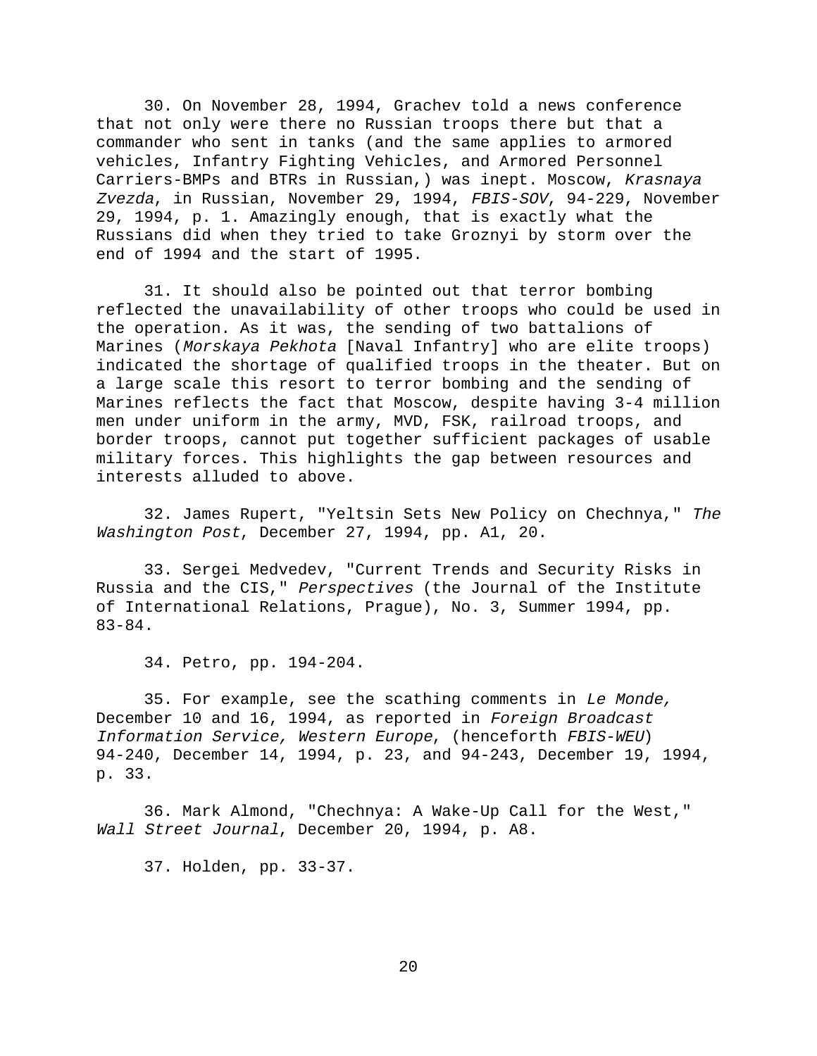30. On November 28, 1994, Grachev told a news conference that not only were there no Russian troops there but that a commander who sent in tanks (and the same applies to armored vehicles, Infantry Fighting Vehicles, and Armored Personnel Carriers-BMPs and BTRs in Russian,) was inept. Moscow, *Krasnaya Zvezda*, in Russian, November 29, 1994, *FBIS-SOV*, 94-229, November 29, 1994, p. 1. Amazingly enough, that is exactly what the Russians did when they tried to take Groznyi by storm over the end of 1994 and the start of 1995.

31. It should also be pointed out that terror bombing reflected the unavailability of other troops who could be used in the operation. As it was, the sending of two battalions of Marines (*Morskaya Pekhota* [Naval Infantry] who are elite troops) indicated the shortage of qualified troops in the theater. But on a large scale this resort to terror bombing and the sending of Marines reflects the fact that Moscow, despite having 3-4 million men under uniform in the army, MVD, FSK, railroad troops, and border troops, cannot put together sufficient packages of usable military forces. This highlights the gap between resources and interests alluded to above.

32. James Rupert, "Yeltsin Sets New Policy on Chechnya," *The Washington Post*, December 27, 1994, pp. A1, 20.

33. Sergei Medvedev, "Current Trends and Security Risks in Russia and the CIS," *Perspectives* (the Journal of the Institute of International Relations, Prague), No. 3, Summer 1994, pp. 83-84.

34. Petro, pp. 194-204.

35. For example, see the scathing comments in *Le Monde,* December 10 and 16, 1994, as reported in *Foreign Broadcast Information Service, Western Europe*, (henceforth *FBIS-WEU*) 94-240, December 14, 1994, p. 23, and 94-243, December 19, 1994, p. 33.

36. Mark Almond, "Chechnya: A Wake-Up Call for the West," *Wall Street Journal*, December 20, 1994, p. A8.

37. Holden, pp. 33-37.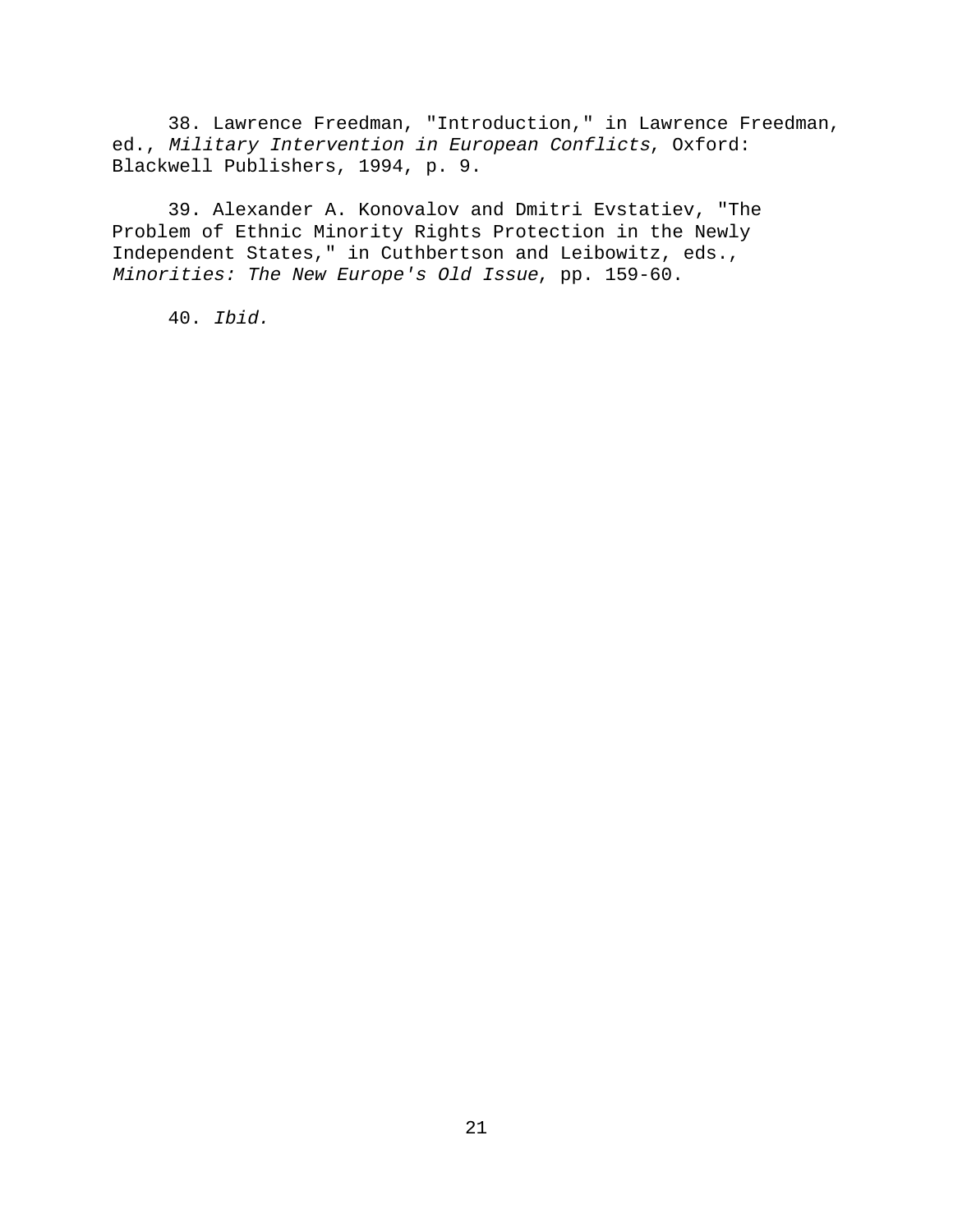38. Lawrence Freedman, "Introduction," in Lawrence Freedman, ed., *Military Intervention in European Conflicts*, Oxford: Blackwell Publishers, 1994, p. 9.

39. Alexander A. Konovalov and Dmitri Evstatiev, "The Problem of Ethnic Minority Rights Protection in the Newly Independent States," in Cuthbertson and Leibowitz, eds., *Minorities: The New Europe's Old Issue*, pp. 159-60.

40. *Ibid.*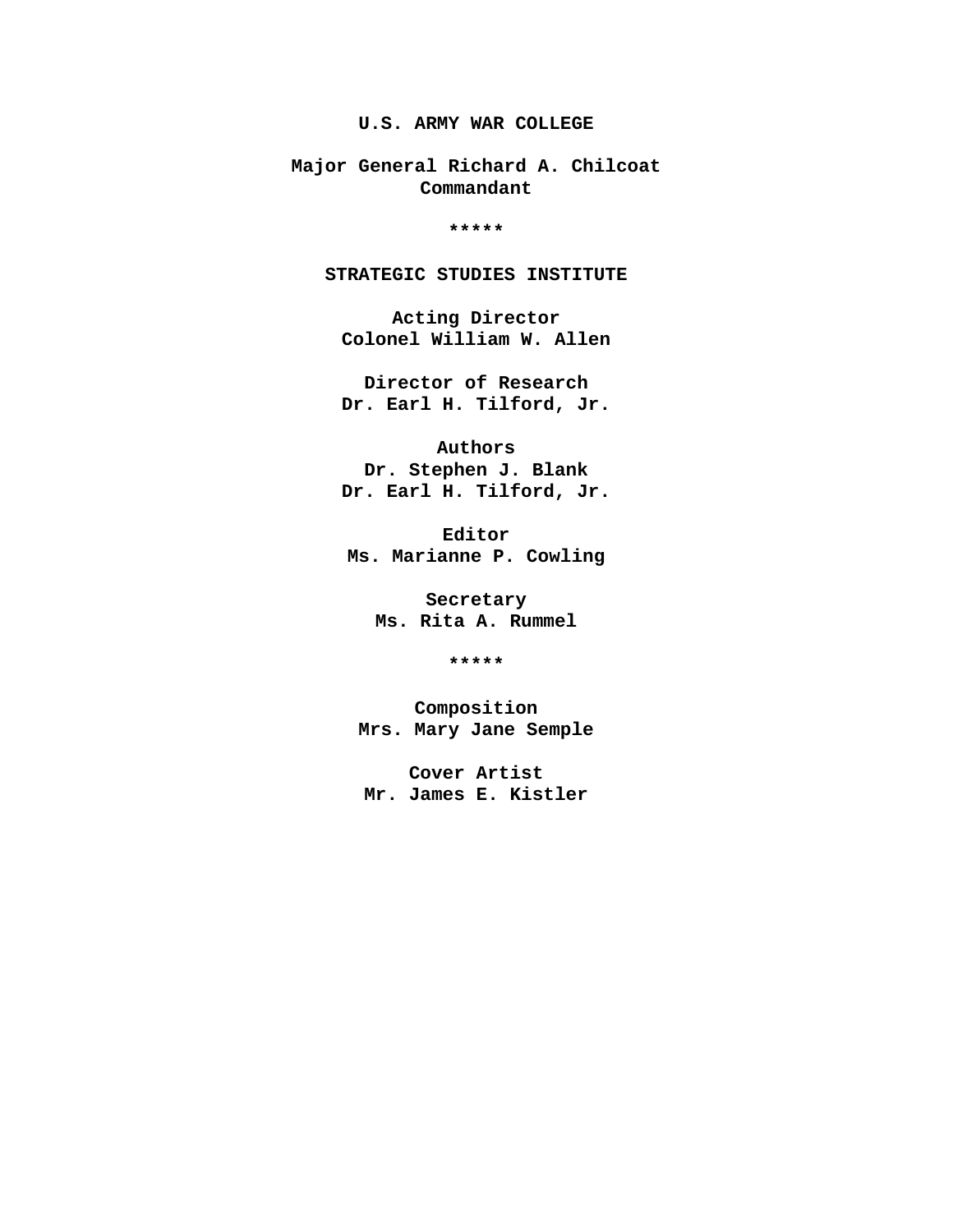**U.S. ARMY WAR COLLEGE**

**Major General Richard A. Chilcoat**
**Commandant**

**\*\*\*\*\***

**STRATEGIC STUDIES INSTITUTE**

**Acting Director**
**Colonel William W. Allen**

**Director of Research**
**Dr. Earl H. Tilford, Jr.**

**Authors**
**Dr. Stephen J. Blank**
**Dr. Earl H. Tilford, Jr.**

**Editor**
**Ms. Marianne P. Cowling**

**Secretary**
**Ms. Rita A. Rummel**

**\*\*\*\*\***

**Composition**
**Mrs. Mary Jane Semple**

**Cover Artist**
**Mr. James E. Kistler**